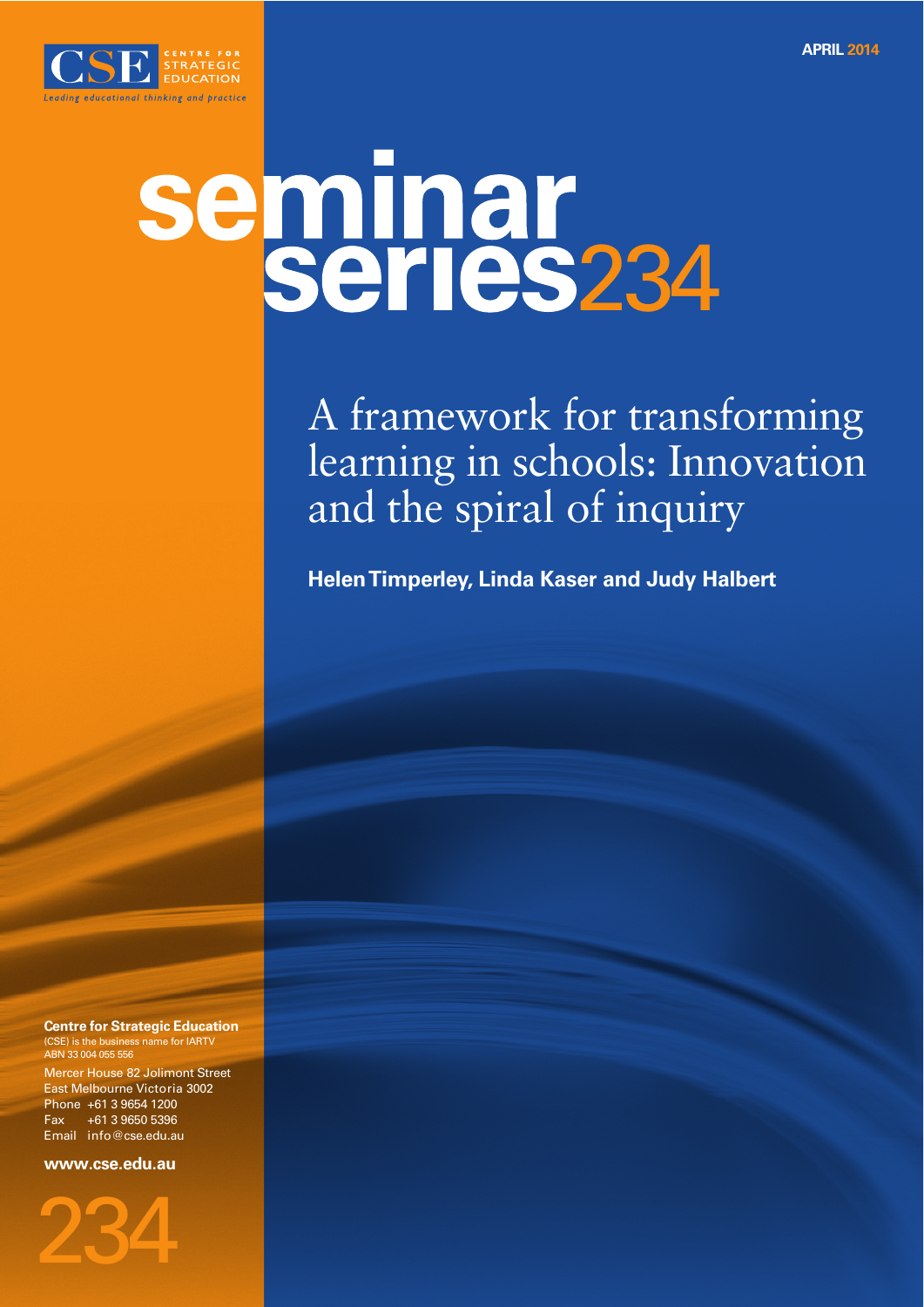CSE CENTRE FOR STRATEGIC EDUCATION

*Leading educational thinking and practice*

APRIL 2014

# seminar series 234

## A framework for transforming learning in schools: Innovation and the spiral of inquiry

**Helen Timperley, Linda Kaser and Judy Halbert**

**Centre for Strategic Education**
(CSE) is the business name for IARTV
ABN 33 004 055 556

Mercer House 82 Jolimont Street
East Melbourne Victoria 3002
Phone +61 3 9654 1200
Fax +61 3 9650 5396
Email info@cse.edu.au

**www.cse.edu.au**

234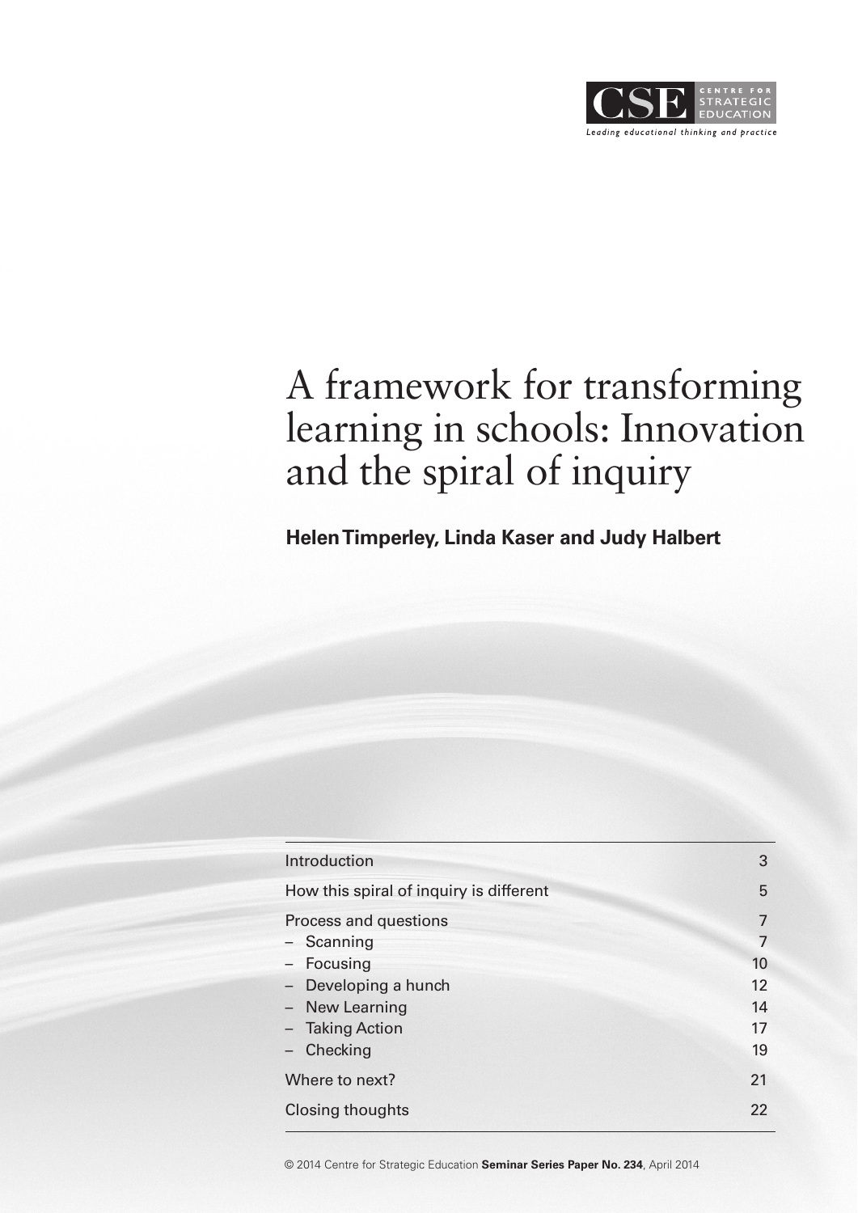CSE CENTRE FOR STRATEGIC EDUCATION

*Leading educational thinking and practice*

# A framework for transforming learning in schools: Innovation and the spiral of inquiry

**Helen Timperley, Linda Kaser and Judy Halbert**

| | |
|---|---|
| Introduction | 3 |
| How this spiral of inquiry is different | 5 |
| Process and questions | 7 |
| – Scanning | 7 |
| – Focusing | 10 |
| – Developing a hunch | 12 |
| – New Learning | 14 |
| – Taking Action | 17 |
| – Checking | 19 |
| Where to next? | 21 |
| Closing thoughts | 22 |

© 2014 Centre for Strategic Education **Seminar Series Paper No. 234**, April 2014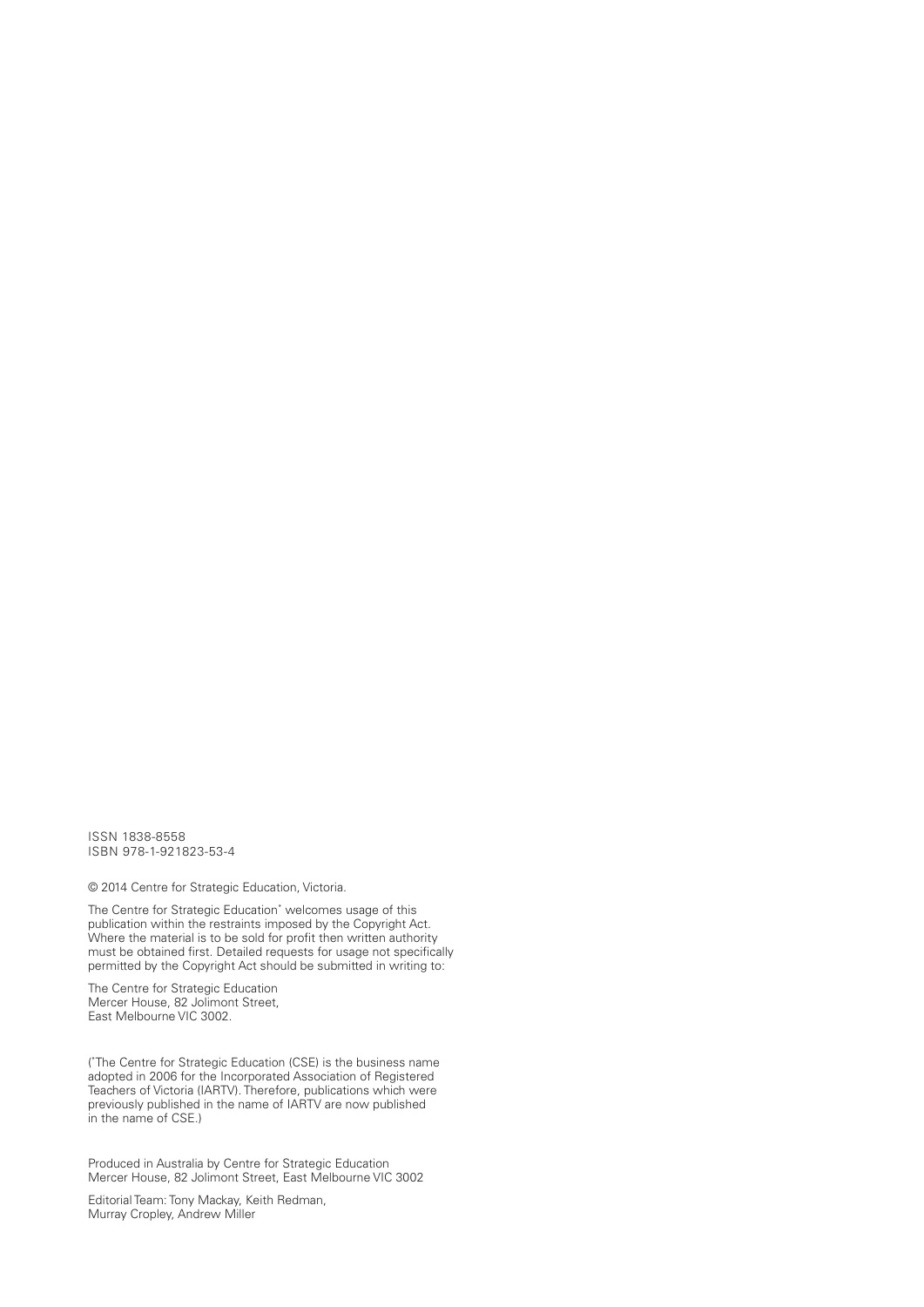ISSN 1838-8558
ISBN 978-1-921823-53-4

© 2014 Centre for Strategic Education, Victoria.

The Centre for Strategic Education* welcomes usage of this publication within the restraints imposed by the Copyright Act. Where the material is to be sold for profit then written authority must be obtained first. Detailed requests for usage not specifically permitted by the Copyright Act should be submitted in writing to:

The Centre for Strategic Education
Mercer House, 82 Jolimont Street,
East Melbourne VIC 3002.

(*The Centre for Strategic Education (CSE) is the business name adopted in 2006 for the Incorporated Association of Registered Teachers of Victoria (IARTV). Therefore, publications which were previously published in the name of IARTV are now published in the name of CSE.)

Produced in Australia by Centre for Strategic Education
Mercer House, 82 Jolimont Street, East Melbourne VIC 3002

Editorial Team: Tony Mackay, Keith Redman,
Murray Cropley, Andrew Miller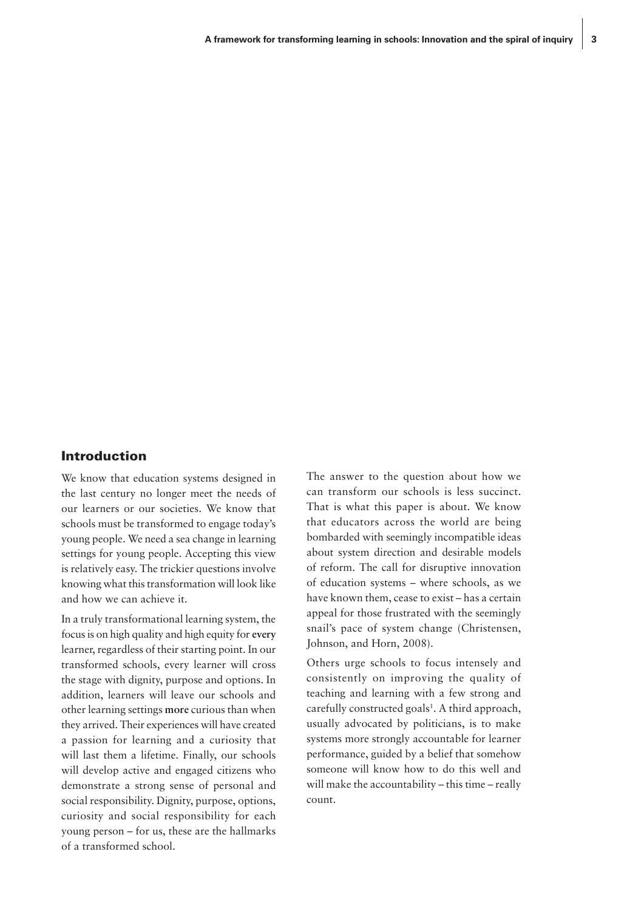## Introduction

We know that education systems designed in the last century no longer meet the needs of our learners or our societies. We know that schools must be transformed to engage today's young people. We need a sea change in learning settings for young people. Accepting this view is relatively easy. The trickier questions involve knowing what this transformation will look like and how we can achieve it.

In a truly transformational learning system, the focus is on high quality and high equity for **every** learner, regardless of their starting point. In our transformed schools, every learner will cross the stage with dignity, purpose and options. In addition, learners will leave our schools and other learning settings **more** curious than when they arrived. Their experiences will have created a passion for learning and a curiosity that will last them a lifetime. Finally, our schools will develop active and engaged citizens who demonstrate a strong sense of personal and social responsibility. Dignity, purpose, options, curiosity and social responsibility for each young person – for us, these are the hallmarks of a transformed school.

The answer to the question about how we can transform our schools is less succinct. That is what this paper is about. We know that educators across the world are being bombarded with seemingly incompatible ideas about system direction and desirable models of reform. The call for disruptive innovation of education systems – where schools, as we have known them, cease to exist – has a certain appeal for those frustrated with the seemingly snail's pace of system change (Christensen, Johnson, and Horn, 2008).

Others urge schools to focus intensely and consistently on improving the quality of teaching and learning with a few strong and carefully constructed goals[1]. A third approach, usually advocated by politicians, is to make systems more strongly accountable for learner performance, guided by a belief that somehow someone will know how to do this well and will make the accountability – this time – really count.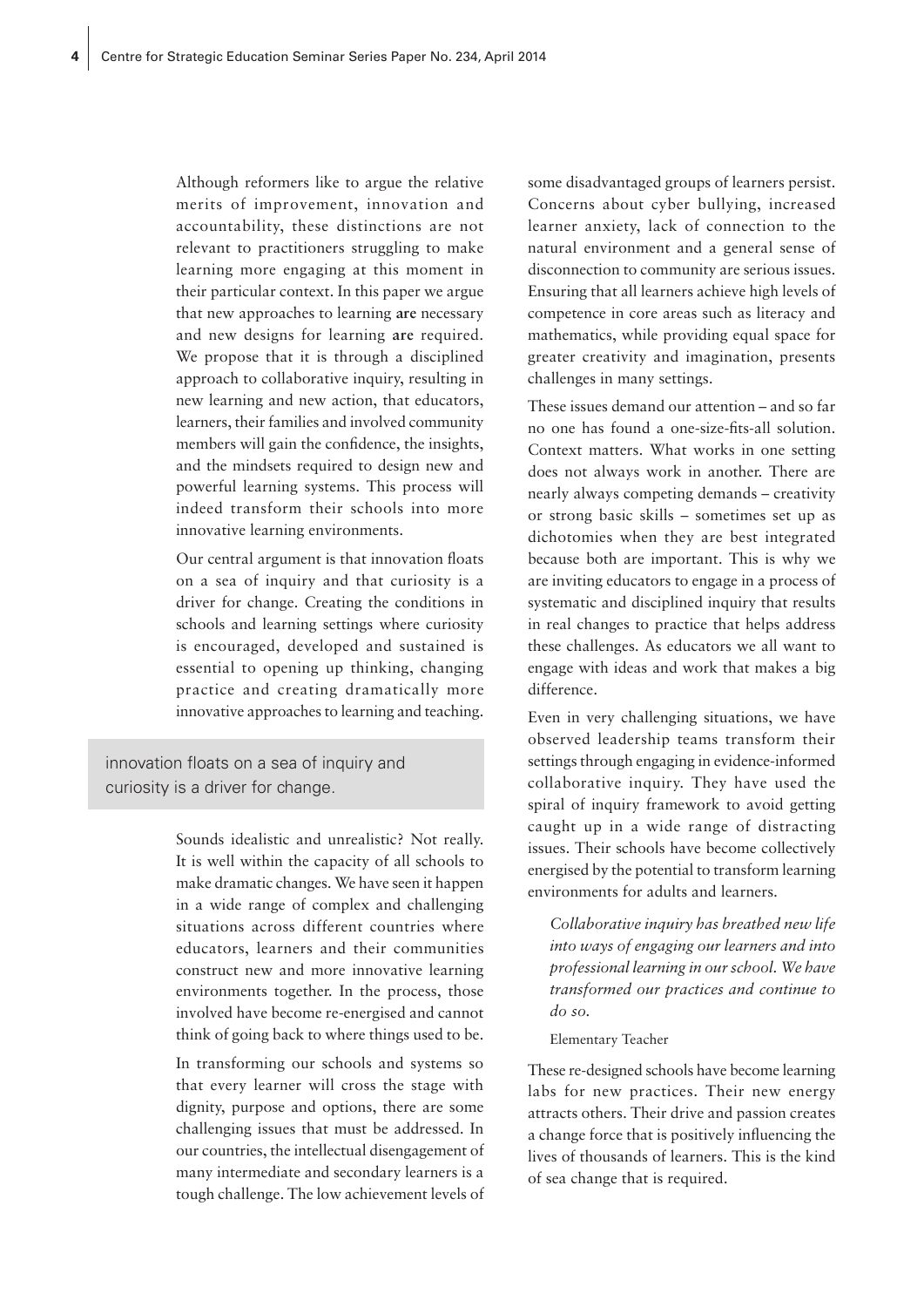Although reformers like to argue the relative merits of improvement, innovation and accountability, these distinctions are not relevant to practitioners struggling to make learning more engaging at this moment in their particular context. In this paper we argue that new approaches to learning **are** necessary and new designs for learning **are** required. We propose that it is through a disciplined approach to collaborative inquiry, resulting in new learning and new action, that educators, learners, their families and involved community members will gain the confidence, the insights, and the mindsets required to design new and powerful learning systems. This process will indeed transform their schools into more innovative learning environments.

Our central argument is that innovation floats on a sea of inquiry and that curiosity is a driver for change. Creating the conditions in schools and learning settings where curiosity is encouraged, developed and sustained is essential to opening up thinking, changing practice and creating dramatically more innovative approaches to learning and teaching.

> innovation floats on a sea of inquiry and curiosity is a driver for change.

Sounds idealistic and unrealistic? Not really. It is well within the capacity of all schools to make dramatic changes. We have seen it happen in a wide range of complex and challenging situations across different countries where educators, learners and their communities construct new and more innovative learning environments together. In the process, those involved have become re-energised and cannot think of going back to where things used to be.

In transforming our schools and systems so that every learner will cross the stage with dignity, purpose and options, there are some challenging issues that must be addressed. In our countries, the intellectual disengagement of many intermediate and secondary learners is a tough challenge. The low achievement levels of some disadvantaged groups of learners persist. Concerns about cyber bullying, increased learner anxiety, lack of connection to the natural environment and a general sense of disconnection to community are serious issues. Ensuring that all learners achieve high levels of competence in core areas such as literacy and mathematics, while providing equal space for greater creativity and imagination, presents challenges in many settings.

These issues demand our attention – and so far no one has found a one-size-fits-all solution. Context matters. What works in one setting does not always work in another. There are nearly always competing demands – creativity or strong basic skills – sometimes set up as dichotomies when they are best integrated because both are important. This is why we are inviting educators to engage in a process of systematic and disciplined inquiry that results in real changes to practice that helps address these challenges. As educators we all want to engage with ideas and work that makes a big difference.

Even in very challenging situations, we have observed leadership teams transform their settings through engaging in evidence-informed collaborative inquiry. They have used the spiral of inquiry framework to avoid getting caught up in a wide range of distracting issues. Their schools have become collectively energised by the potential to transform learning environments for adults and learners.

> *Collaborative inquiry has breathed new life into ways of engaging our learners and into professional learning in our school. We have transformed our practices and continue to do so.*
>
> Elementary Teacher

These re-designed schools have become learning labs for new practices. Their new energy attracts others. Their drive and passion creates a change force that is positively influencing the lives of thousands of learners. This is the kind of sea change that is required.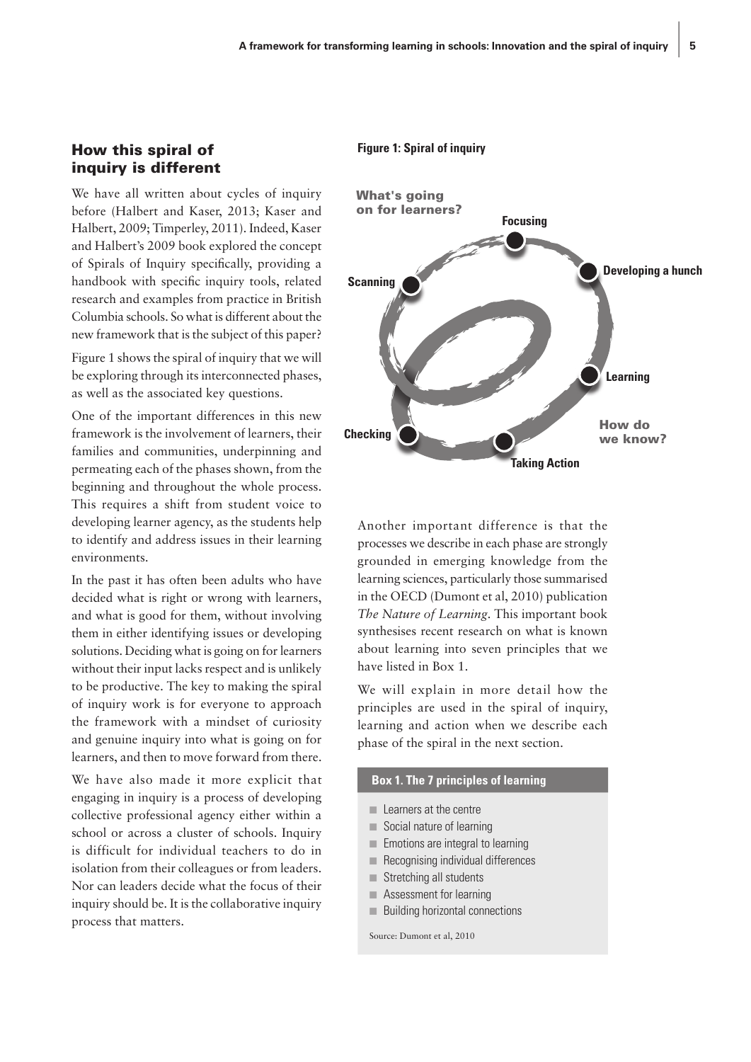## How this spiral of inquiry is different

We have all written about cycles of inquiry before (Halbert and Kaser, 2013; Kaser and Halbert, 2009; Timperley, 2011). Indeed, Kaser and Halbert's 2009 book explored the concept of Spirals of Inquiry specifically, providing a handbook with specific inquiry tools, related research and examples from practice in British Columbia schools. So what is different about the new framework that is the subject of this paper?

Figure 1 shows the spiral of inquiry that we will be exploring through its interconnected phases, as well as the associated key questions.

One of the important differences in this new framework is the involvement of learners, their families and communities, underpinning and permeating each of the phases shown, from the beginning and throughout the whole process. This requires a shift from student voice to developing learner agency, as the students help to identify and address issues in their learning environments.

In the past it has often been adults who have decided what is right or wrong with learners, and what is good for them, without involving them in either identifying issues or developing solutions. Deciding what is going on for learners without their input lacks respect and is unlikely to be productive. The key to making the spiral of inquiry work is for everyone to approach the framework with a mindset of curiosity and genuine inquiry into what is going on for learners, and then to move forward from there.

We have also made it more explicit that engaging in inquiry is a process of developing collective professional agency either within a school or across a cluster of schools. Inquiry is difficult for individual teachers to do in isolation from their colleagues or from leaders. Nor can leaders decide what the focus of their inquiry should be. It is the collaborative inquiry process that matters.

**Figure 1: Spiral of inquiry**

What's going on for learners? — Scanning — Focusing — Developing a hunch — Learning — Taking Action — Checking — How do we know?

Another important difference is that the processes we describe in each phase are strongly grounded in emerging knowledge from the learning sciences, particularly those summarised in the OECD (Dumont et al, 2010) publication *The Nature of Learning*. This important book synthesises recent research on what is known about learning into seven principles that we have listed in Box 1.

We will explain in more detail how the principles are used in the spiral of inquiry, learning and action when we describe each phase of the spiral in the next section.

**Box 1. The 7 principles of learning**

- Learners at the centre
- Social nature of learning
- Emotions are integral to learning
- Recognising individual differences
- Stretching all students
- Assessment for learning
- Building horizontal connections

Source: Dumont et al, 2010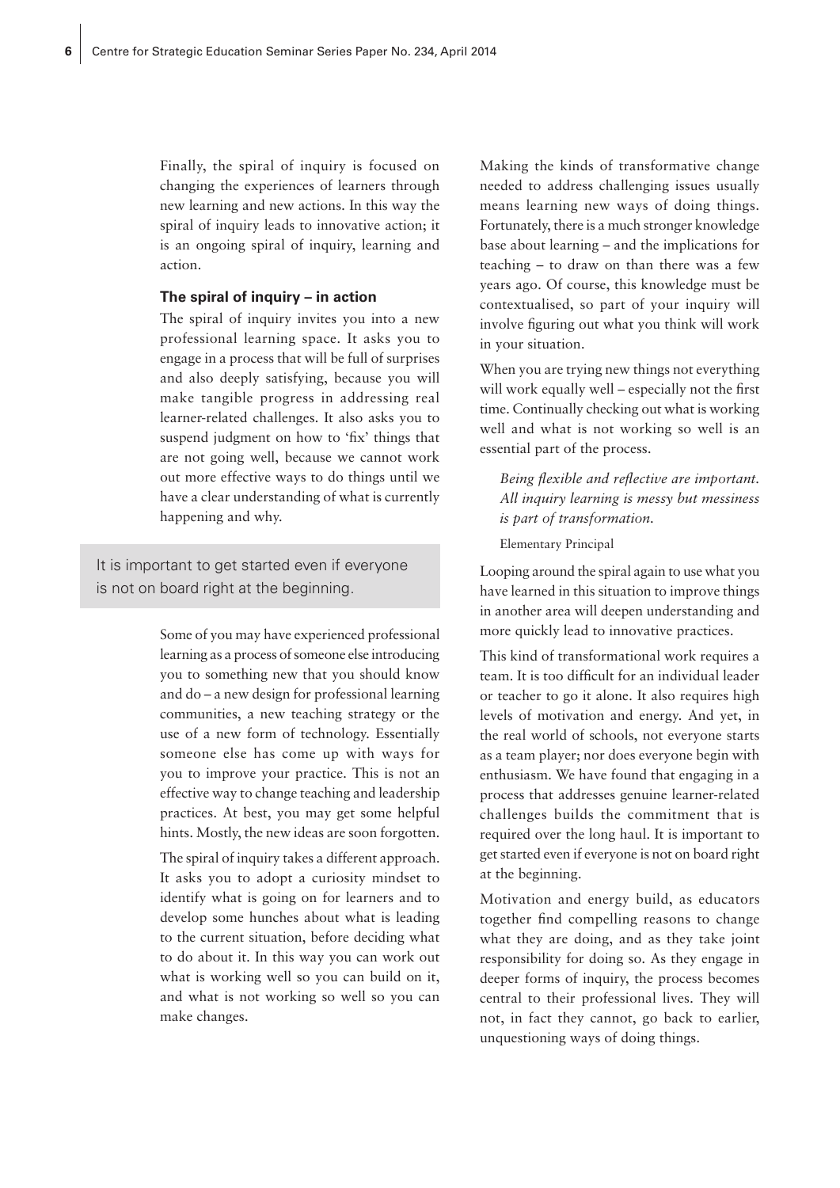Finally, the spiral of inquiry is focused on changing the experiences of learners through new learning and new actions. In this way the spiral of inquiry leads to innovative action; it is an ongoing spiral of inquiry, learning and action.

### The spiral of inquiry – in action

The spiral of inquiry invites you into a new professional learning space. It asks you to engage in a process that will be full of surprises and also deeply satisfying, because you will make tangible progress in addressing real learner-related challenges. It also asks you to suspend judgment on how to 'fix' things that are not going well, because we cannot work out more effective ways to do things until we have a clear understanding of what is currently happening and why.

> It is important to get started even if everyone is not on board right at the beginning.

Some of you may have experienced professional learning as a process of someone else introducing you to something new that you should know and do – a new design for professional learning communities, a new teaching strategy or the use of a new form of technology. Essentially someone else has come up with ways for you to improve your practice. This is not an effective way to change teaching and leadership practices. At best, you may get some helpful hints. Mostly, the new ideas are soon forgotten.

The spiral of inquiry takes a different approach. It asks you to adopt a curiosity mindset to identify what is going on for learners and to develop some hunches about what is leading to the current situation, before deciding what to do about it. In this way you can work out what is working well so you can build on it, and what is not working so well so you can make changes.

Making the kinds of transformative change needed to address challenging issues usually means learning new ways of doing things. Fortunately, there is a much stronger knowledge base about learning – and the implications for teaching – to draw on than there was a few years ago. Of course, this knowledge must be contextualised, so part of your inquiry will involve figuring out what you think will work in your situation.

When you are trying new things not everything will work equally well – especially not the first time. Continually checking out what is working well and what is not working so well is an essential part of the process.

> *Being flexible and reflective are important. All inquiry learning is messy but messiness is part of transformation.*
>
> Elementary Principal

Looping around the spiral again to use what you have learned in this situation to improve things in another area will deepen understanding and more quickly lead to innovative practices.

This kind of transformational work requires a team. It is too difficult for an individual leader or teacher to go it alone. It also requires high levels of motivation and energy. And yet, in the real world of schools, not everyone starts as a team player; nor does everyone begin with enthusiasm. We have found that engaging in a process that addresses genuine learner-related challenges builds the commitment that is required over the long haul. It is important to get started even if everyone is not on board right at the beginning.

Motivation and energy build, as educators together find compelling reasons to change what they are doing, and as they take joint responsibility for doing so. As they engage in deeper forms of inquiry, the process becomes central to their professional lives. They will not, in fact they cannot, go back to earlier, unquestioning ways of doing things.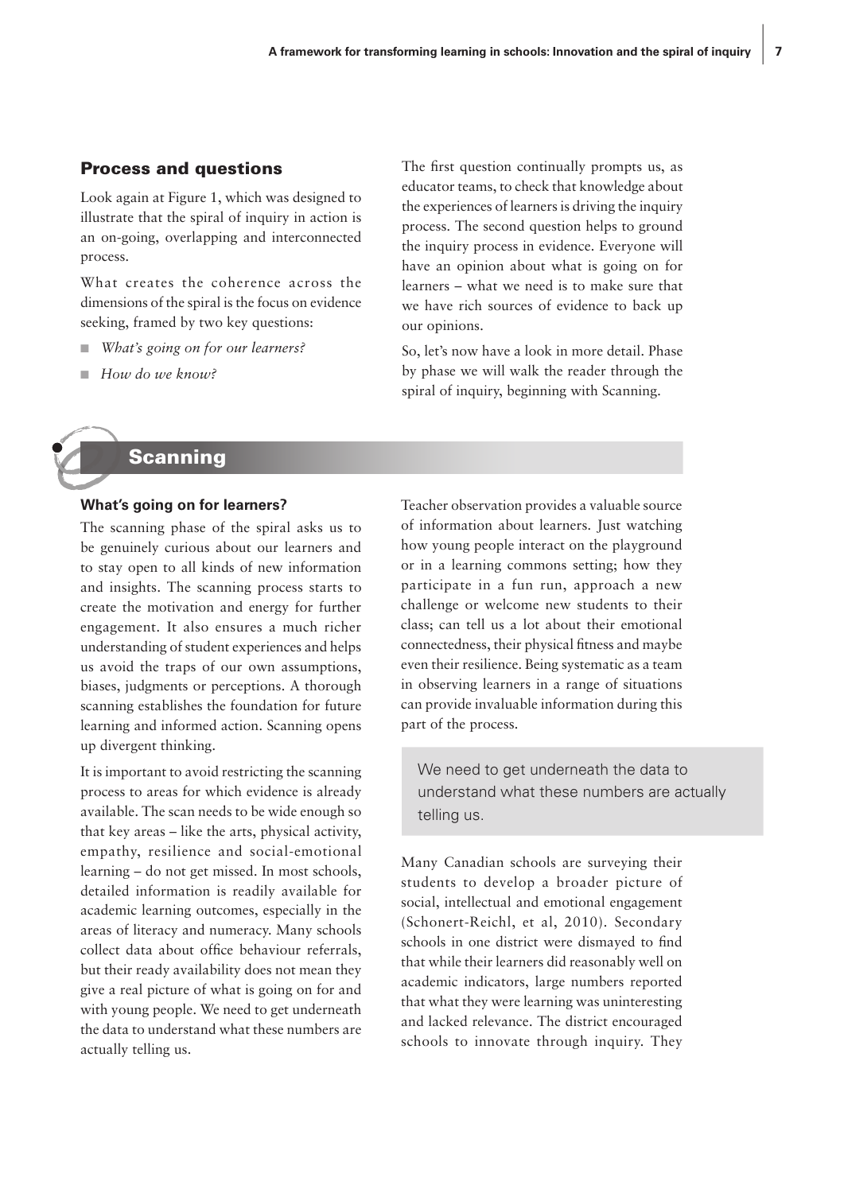## Process and questions

Look again at Figure 1, which was designed to illustrate that the spiral of inquiry in action is an on-going, overlapping and interconnected process.

What creates the coherence across the dimensions of the spiral is the focus on evidence seeking, framed by two key questions:

- *What's going on for our learners?*
- *How do we know?*

The first question continually prompts us, as educator teams, to check that knowledge about the experiences of learners is driving the inquiry process. The second question helps to ground the inquiry process in evidence. Everyone will have an opinion about what is going on for learners – what we need is to make sure that we have rich sources of evidence to back up our opinions.

So, let's now have a look in more detail. Phase by phase we will walk the reader through the spiral of inquiry, beginning with Scanning.

## Scanning

### What's going on for learners?

The scanning phase of the spiral asks us to be genuinely curious about our learners and to stay open to all kinds of new information and insights. The scanning process starts to create the motivation and energy for further engagement. It also ensures a much richer understanding of student experiences and helps us avoid the traps of our own assumptions, biases, judgments or perceptions. A thorough scanning establishes the foundation for future learning and informed action. Scanning opens up divergent thinking.

It is important to avoid restricting the scanning process to areas for which evidence is already available. The scan needs to be wide enough so that key areas – like the arts, physical activity, empathy, resilience and social-emotional learning – do not get missed. In most schools, detailed information is readily available for academic learning outcomes, especially in the areas of literacy and numeracy. Many schools collect data about office behaviour referrals, but their ready availability does not mean they give a real picture of what is going on for and with young people. We need to get underneath the data to understand what these numbers are actually telling us.

Teacher observation provides a valuable source of information about learners. Just watching how young people interact on the playground or in a learning commons setting; how they participate in a fun run, approach a new challenge or welcome new students to their class; can tell us a lot about their emotional connectedness, their physical fitness and maybe even their resilience. Being systematic as a team in observing learners in a range of situations can provide invaluable information during this part of the process.

> We need to get underneath the data to understand what these numbers are actually telling us.

Many Canadian schools are surveying their students to develop a broader picture of social, intellectual and emotional engagement (Schonert-Reichl, et al, 2010). Secondary schools in one district were dismayed to find that while their learners did reasonably well on academic indicators, large numbers reported that what they were learning was uninteresting and lacked relevance. The district encouraged schools to innovate through inquiry. They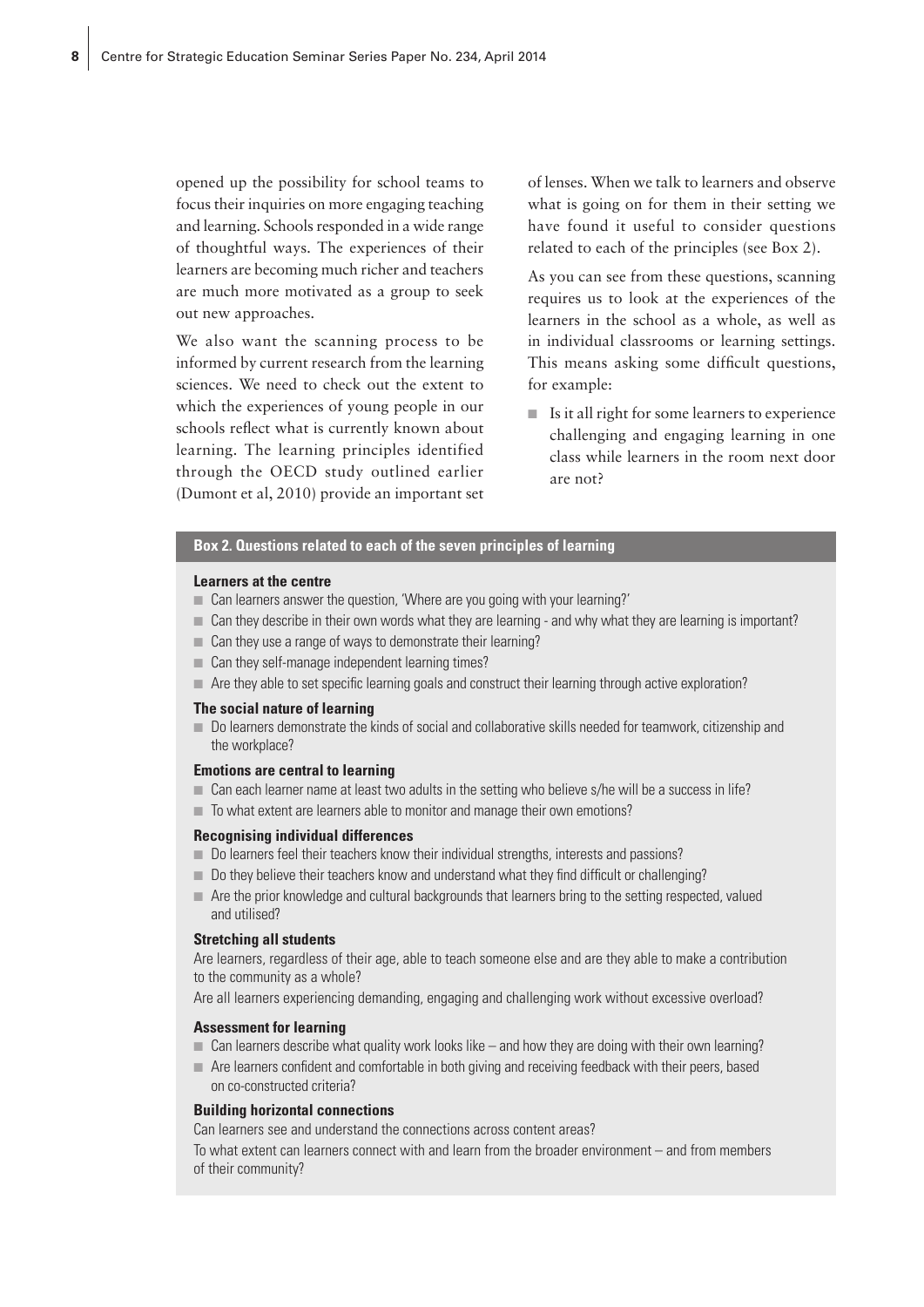opened up the possibility for school teams to focus their inquiries on more engaging teaching and learning. Schools responded in a wide range of thoughtful ways. The experiences of their learners are becoming much richer and teachers are much more motivated as a group to seek out new approaches.

We also want the scanning process to be informed by current research from the learning sciences. We need to check out the extent to which the experiences of young people in our schools reflect what is currently known about learning. The learning principles identified through the OECD study outlined earlier (Dumont et al, 2010) provide an important set of lenses. When we talk to learners and observe what is going on for them in their setting we have found it useful to consider questions related to each of the principles (see Box 2).

As you can see from these questions, scanning requires us to look at the experiences of the learners in the school as a whole, as well as in individual classrooms or learning settings. This means asking some difficult questions, for example:

- Is it all right for some learners to experience challenging and engaging learning in one class while learners in the room next door are not?

**Box 2. Questions related to each of the seven principles of learning**

**Learners at the centre**

- Can learners answer the question, 'Where are you going with your learning?'
- Can they describe in their own words what they are learning - and why what they are learning is important?
- Can they use a range of ways to demonstrate their learning?
- Can they self-manage independent learning times?
- Are they able to set specific learning goals and construct their learning through active exploration?

**The social nature of learning**

- Do learners demonstrate the kinds of social and collaborative skills needed for teamwork, citizenship and the workplace?

**Emotions are central to learning**

- Can each learner name at least two adults in the setting who believe s/he will be a success in life?
- To what extent are learners able to monitor and manage their own emotions?

**Recognising individual differences**

- Do learners feel their teachers know their individual strengths, interests and passions?
- Do they believe their teachers know and understand what they find difficult or challenging?
- Are the prior knowledge and cultural backgrounds that learners bring to the setting respected, valued and utilised?

**Stretching all students**

Are learners, regardless of their age, able to teach someone else and are they able to make a contribution to the community as a whole?

Are all learners experiencing demanding, engaging and challenging work without excessive overload?

**Assessment for learning**

- Can learners describe what quality work looks like – and how they are doing with their own learning?
- Are learners confident and comfortable in both giving and receiving feedback with their peers, based on co-constructed criteria?

**Building horizontal connections**

Can learners see and understand the connections across content areas?

To what extent can learners connect with and learn from the broader environment – and from members of their community?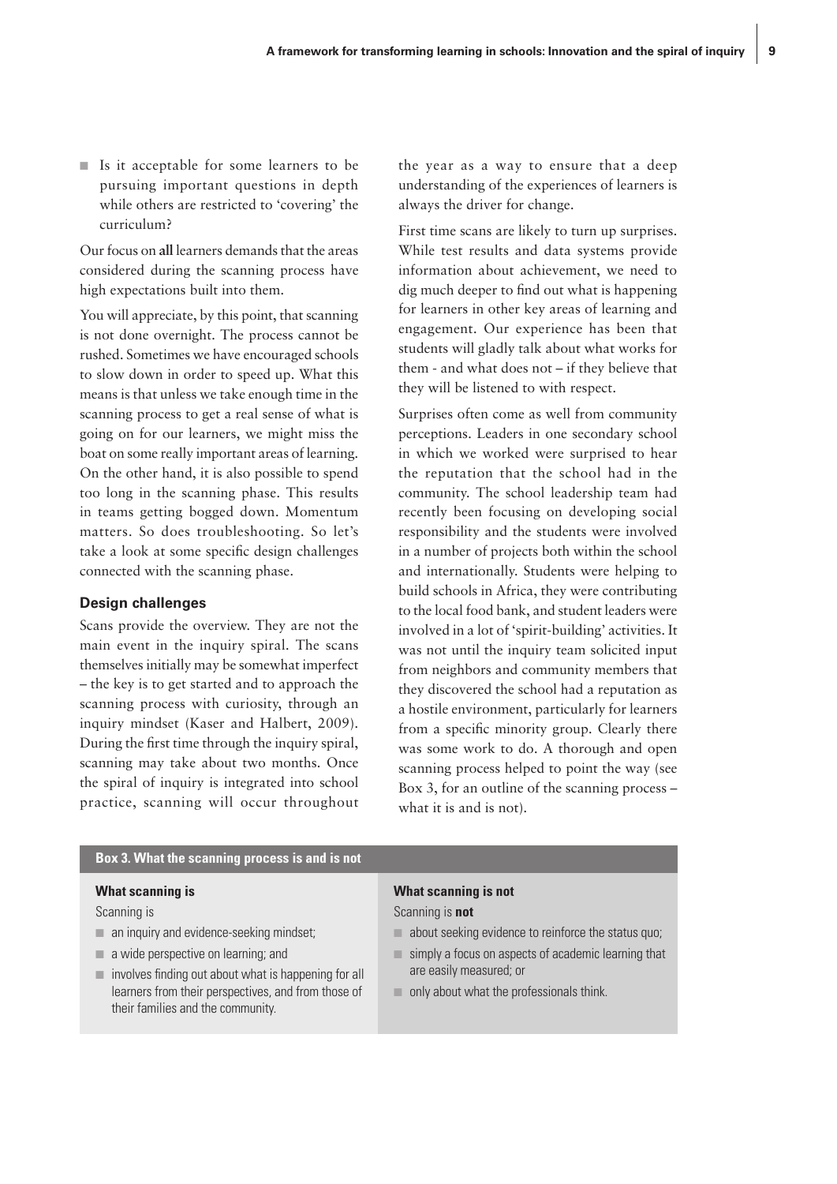- Is it acceptable for some learners to be pursuing important questions in depth while others are restricted to 'covering' the curriculum?

Our focus on **all** learners demands that the areas considered during the scanning process have high expectations built into them.

You will appreciate, by this point, that scanning is not done overnight. The process cannot be rushed. Sometimes we have encouraged schools to slow down in order to speed up. What this means is that unless we take enough time in the scanning process to get a real sense of what is going on for our learners, we might miss the boat on some really important areas of learning. On the other hand, it is also possible to spend too long in the scanning phase. This results in teams getting bogged down. Momentum matters. So does troubleshooting. So let's take a look at some specific design challenges connected with the scanning phase.

### Design challenges

Scans provide the overview. They are not the main event in the inquiry spiral. The scans themselves initially may be somewhat imperfect – the key is to get started and to approach the scanning process with curiosity, through an inquiry mindset (Kaser and Halbert, 2009). During the first time through the inquiry spiral, scanning may take about two months. Once the spiral of inquiry is integrated into school practice, scanning will occur throughout the year as a way to ensure that a deep understanding of the experiences of learners is always the driver for change.

First time scans are likely to turn up surprises. While test results and data systems provide information about achievement, we need to dig much deeper to find out what is happening for learners in other key areas of learning and engagement. Our experience has been that students will gladly talk about what works for them - and what does not – if they believe that they will be listened to with respect.

Surprises often come as well from community perceptions. Leaders in one secondary school in which we worked were surprised to hear the reputation that the school had in the community. The school leadership team had recently been focusing on developing social responsibility and the students were involved in a number of projects both within the school and internationally. Students were helping to build schools in Africa, they were contributing to the local food bank, and student leaders were involved in a lot of 'spirit-building' activities. It was not until the inquiry team solicited input from neighbors and community members that they discovered the school had a reputation as a hostile environment, particularly for learners from a specific minority group. Clearly there was some work to do. A thorough and open scanning process helped to point the way (see Box 3, for an outline of the scanning process – what it is and is not).

**Box 3. What the scanning process is and is not**

**What scanning is**

Scanning is

- an inquiry and evidence-seeking mindset;
- a wide perspective on learning; and
- involves finding out about what is happening for all learners from their perspectives, and from those of their families and the community.

**What scanning is not**

Scanning is **not**

- about seeking evidence to reinforce the status quo;
- simply a focus on aspects of academic learning that are easily measured; or
- only about what the professionals think.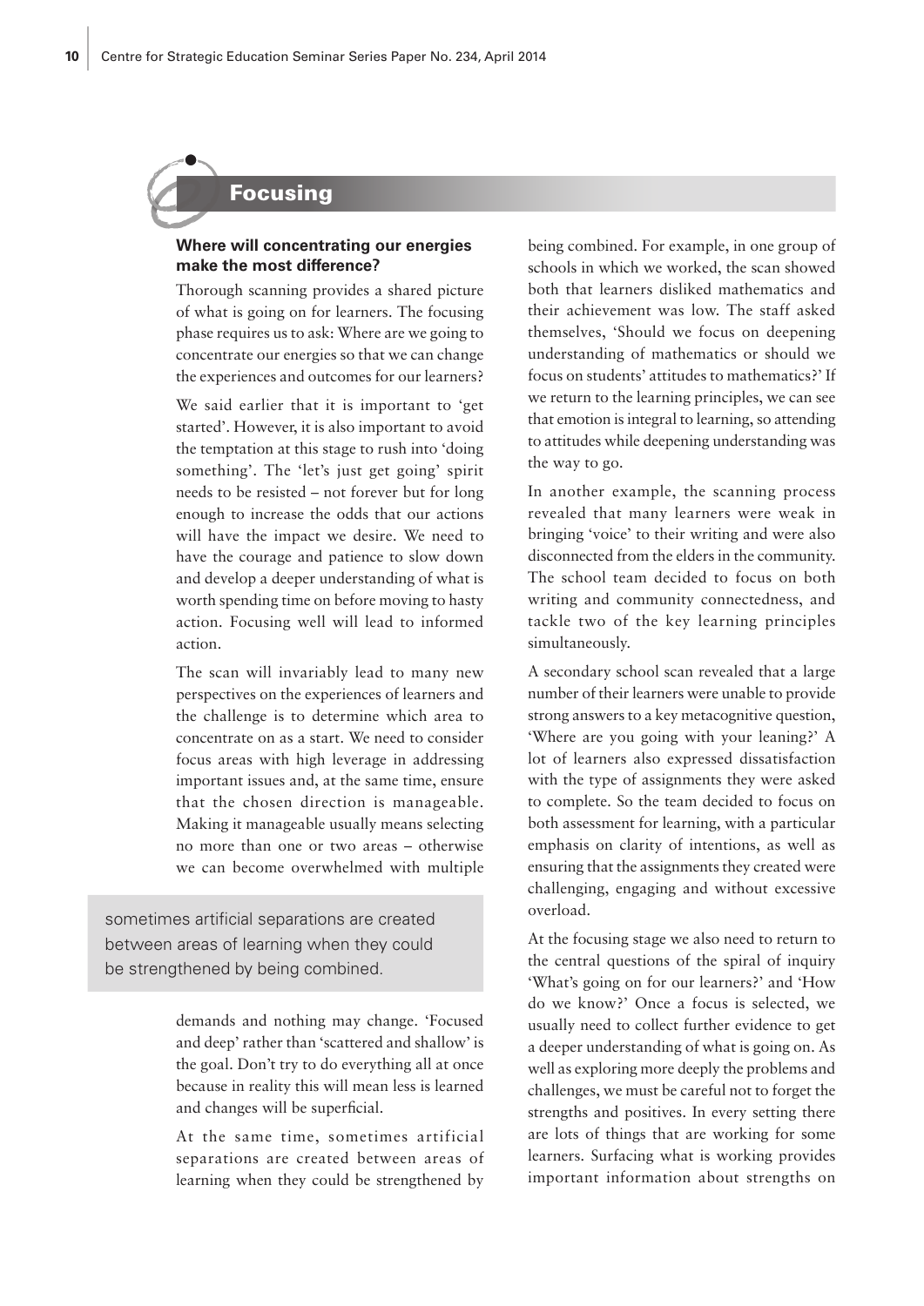## Focusing

### Where will concentrating our energies make the most difference?

Thorough scanning provides a shared picture of what is going on for learners. The focusing phase requires us to ask: Where are we going to concentrate our energies so that we can change the experiences and outcomes for our learners?

We said earlier that it is important to 'get started'. However, it is also important to avoid the temptation at this stage to rush into 'doing something'. The 'let's just get going' spirit needs to be resisted – not forever but for long enough to increase the odds that our actions will have the impact we desire. We need to have the courage and patience to slow down and develop a deeper understanding of what is worth spending time on before moving to hasty action. Focusing well will lead to informed action.

The scan will invariably lead to many new perspectives on the experiences of learners and the challenge is to determine which area to concentrate on as a start. We need to consider focus areas with high leverage in addressing important issues and, at the same time, ensure that the chosen direction is manageable. Making it manageable usually means selecting no more than one or two areas – otherwise we can become overwhelmed with multiple demands and nothing may change. 'Focused and deep' rather than 'scattered and shallow' is the goal. Don't try to do everything all at once because in reality this will mean less is learned and changes will be superficial.

> sometimes artificial separations are created between areas of learning when they could be strengthened by being combined.

At the same time, sometimes artificial separations are created between areas of learning when they could be strengthened by being combined. For example, in one group of schools in which we worked, the scan showed both that learners disliked mathematics and their achievement was low. The staff asked themselves, 'Should we focus on deepening understanding of mathematics or should we focus on students' attitudes to mathematics?' If we return to the learning principles, we can see that emotion is integral to learning, so attending to attitudes while deepening understanding was the way to go.

In another example, the scanning process revealed that many learners were weak in bringing 'voice' to their writing and were also disconnected from the elders in the community. The school team decided to focus on both writing and community connectedness, and tackle two of the key learning principles simultaneously.

A secondary school scan revealed that a large number of their learners were unable to provide strong answers to a key metacognitive question, 'Where are you going with your leaning?' A lot of learners also expressed dissatisfaction with the type of assignments they were asked to complete. So the team decided to focus on both assessment for learning, with a particular emphasis on clarity of intentions, as well as ensuring that the assignments they created were challenging, engaging and without excessive overload.

At the focusing stage we also need to return to the central questions of the spiral of inquiry 'What's going on for our learners?' and 'How do we know?' Once a focus is selected, we usually need to collect further evidence to get a deeper understanding of what is going on. As well as exploring more deeply the problems and challenges, we must be careful not to forget the strengths and positives. In every setting there are lots of things that are working for some learners. Surfacing what is working provides important information about strengths on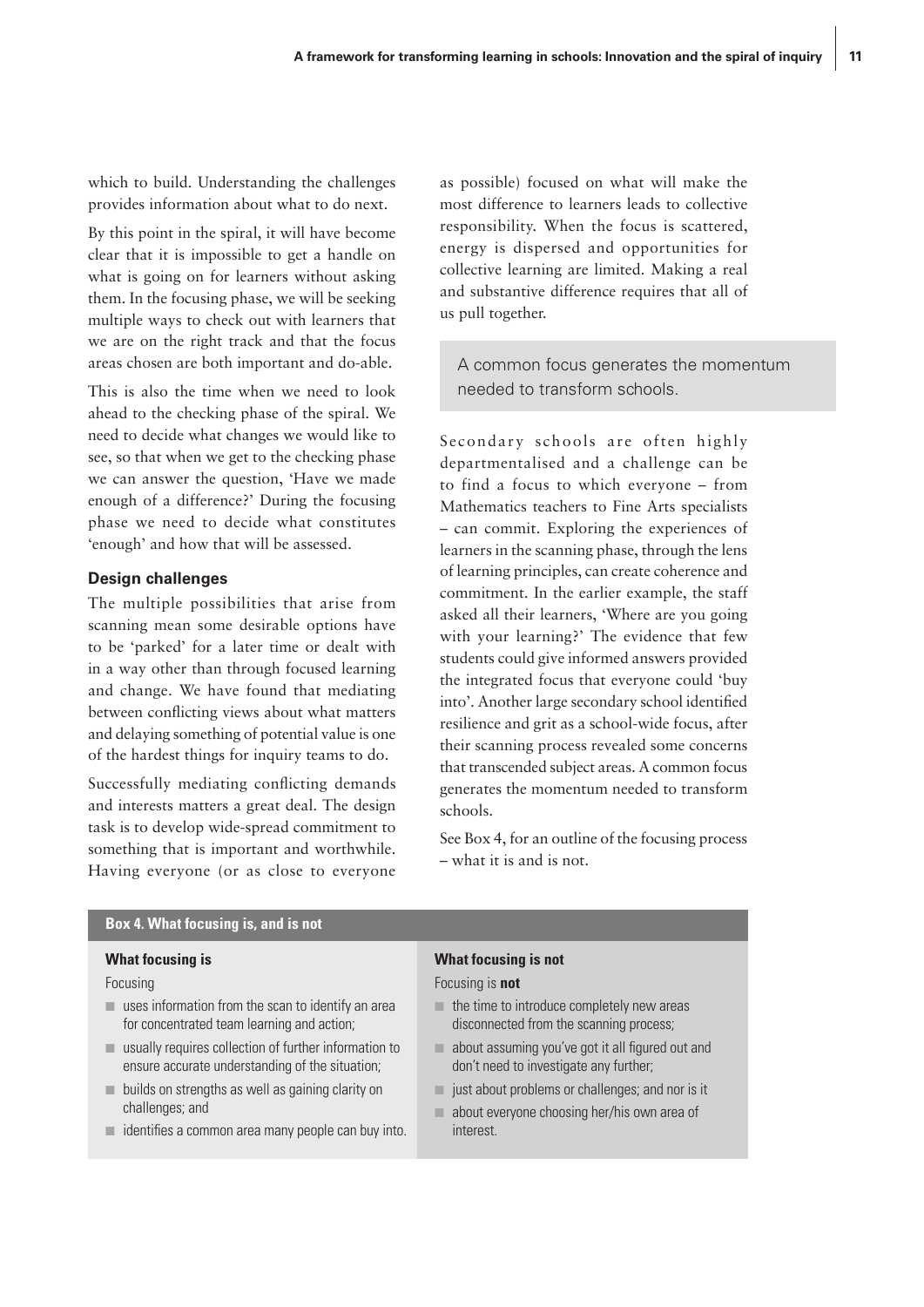which to build. Understanding the challenges provides information about what to do next.

By this point in the spiral, it will have become clear that it is impossible to get a handle on what is going on for learners without asking them. In the focusing phase, we will be seeking multiple ways to check out with learners that we are on the right track and that the focus areas chosen are both important and do-able.

This is also the time when we need to look ahead to the checking phase of the spiral. We need to decide what changes we would like to see, so that when we get to the checking phase we can answer the question, 'Have we made enough of a difference?' During the focusing phase we need to decide what constitutes 'enough' and how that will be assessed.

### Design challenges

The multiple possibilities that arise from scanning mean some desirable options have to be 'parked' for a later time or dealt with in a way other than through focused learning and change. We have found that mediating between conflicting views about what matters and delaying something of potential value is one of the hardest things for inquiry teams to do.

Successfully mediating conflicting demands and interests matters a great deal. The design task is to develop wide-spread commitment to something that is important and worthwhile. Having everyone (or as close to everyone as possible) focused on what will make the most difference to learners leads to collective responsibility. When the focus is scattered, energy is dispersed and opportunities for collective learning are limited. Making a real and substantive difference requires that all of us pull together.

> A common focus generates the momentum needed to transform schools.

Secondary schools are often highly departmentalised and a challenge can be to find a focus to which everyone – from Mathematics teachers to Fine Arts specialists – can commit. Exploring the experiences of learners in the scanning phase, through the lens of learning principles, can create coherence and commitment. In the earlier example, the staff asked all their learners, 'Where are you going with your learning?' The evidence that few students could give informed answers provided the integrated focus that everyone could 'buy into'. Another large secondary school identified resilience and grit as a school-wide focus, after their scanning process revealed some concerns that transcended subject areas. A common focus generates the momentum needed to transform schools.

See Box 4, for an outline of the focusing process – what it is and is not.

**Box 4. What focusing is, and is not**

| **What focusing is** | **What focusing is not** |
|---|---|
| Focusing | Focusing is **not** |
| uses information from the scan to identify an area for concentrated team learning and action; | the time to introduce completely new areas disconnected from the scanning process; |
| usually requires collection of further information to ensure accurate understanding of the situation; | about assuming you've got it all figured out and don't need to investigate any further; |
| builds on strengths as well as gaining clarity on challenges; and | just about problems or challenges; and nor is it |
| identifies a common area many people can buy into. | about everyone choosing her/his own area of interest. |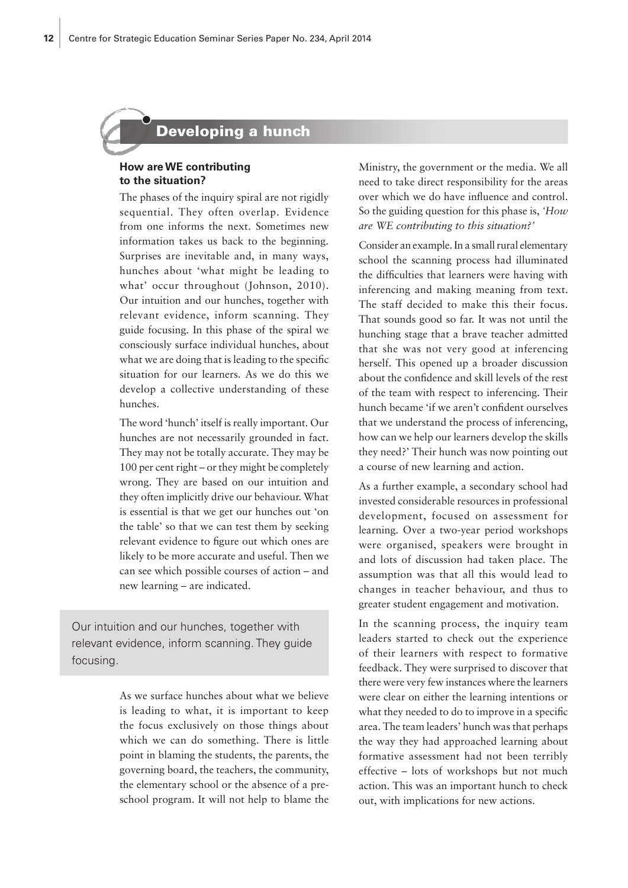## Developing a hunch

### How are WE contributing to the situation?

The phases of the inquiry spiral are not rigidly sequential. They often overlap. Evidence from one informs the next. Sometimes new information takes us back to the beginning. Surprises are inevitable and, in many ways, hunches about 'what might be leading to what' occur throughout (Johnson, 2010). Our intuition and our hunches, together with relevant evidence, inform scanning. They guide focusing. In this phase of the spiral we consciously surface individual hunches, about what we are doing that is leading to the specific situation for our learners. As we do this we develop a collective understanding of these hunches.

The word 'hunch' itself is really important. Our hunches are not necessarily grounded in fact. They may not be totally accurate. They may be 100 per cent right – or they might be completely wrong. They are based on our intuition and they often implicitly drive our behaviour. What is essential is that we get our hunches out 'on the table' so that we can test them by seeking relevant evidence to figure out which ones are likely to be more accurate and useful. Then we can see which possible courses of action – and new learning – are indicated.

> Our intuition and our hunches, together with relevant evidence, inform scanning. They guide focusing.

As we surface hunches about what we believe is leading to what, it is important to keep the focus exclusively on those things about which we can do something. There is little point in blaming the students, the parents, the governing board, the teachers, the community, the elementary school or the absence of a pre-school program. It will not help to blame the Ministry, the government or the media. We all need to take direct responsibility for the areas over which we do have influence and control. So the guiding question for this phase is, *'How are WE contributing to this situation?'*

Consider an example. In a small rural elementary school the scanning process had illuminated the difficulties that learners were having with inferencing and making meaning from text. The staff decided to make this their focus. That sounds good so far. It was not until the hunching stage that a brave teacher admitted that she was not very good at inferencing herself. This opened up a broader discussion about the confidence and skill levels of the rest of the team with respect to inferencing. Their hunch became 'if we aren't confident ourselves that we understand the process of inferencing, how can we help our learners develop the skills they need?' Their hunch was now pointing out a course of new learning and action.

As a further example, a secondary school had invested considerable resources in professional development, focused on assessment for learning. Over a two-year period workshops were organised, speakers were brought in and lots of discussion had taken place. The assumption was that all this would lead to changes in teacher behaviour, and thus to greater student engagement and motivation.

In the scanning process, the inquiry team leaders started to check out the experience of their learners with respect to formative feedback. They were surprised to discover that there were very few instances where the learners were clear on either the learning intentions or what they needed to do to improve in a specific area. The team leaders' hunch was that perhaps the way they had approached learning about formative assessment had not been terribly effective – lots of workshops but not much action. This was an important hunch to check out, with implications for new actions.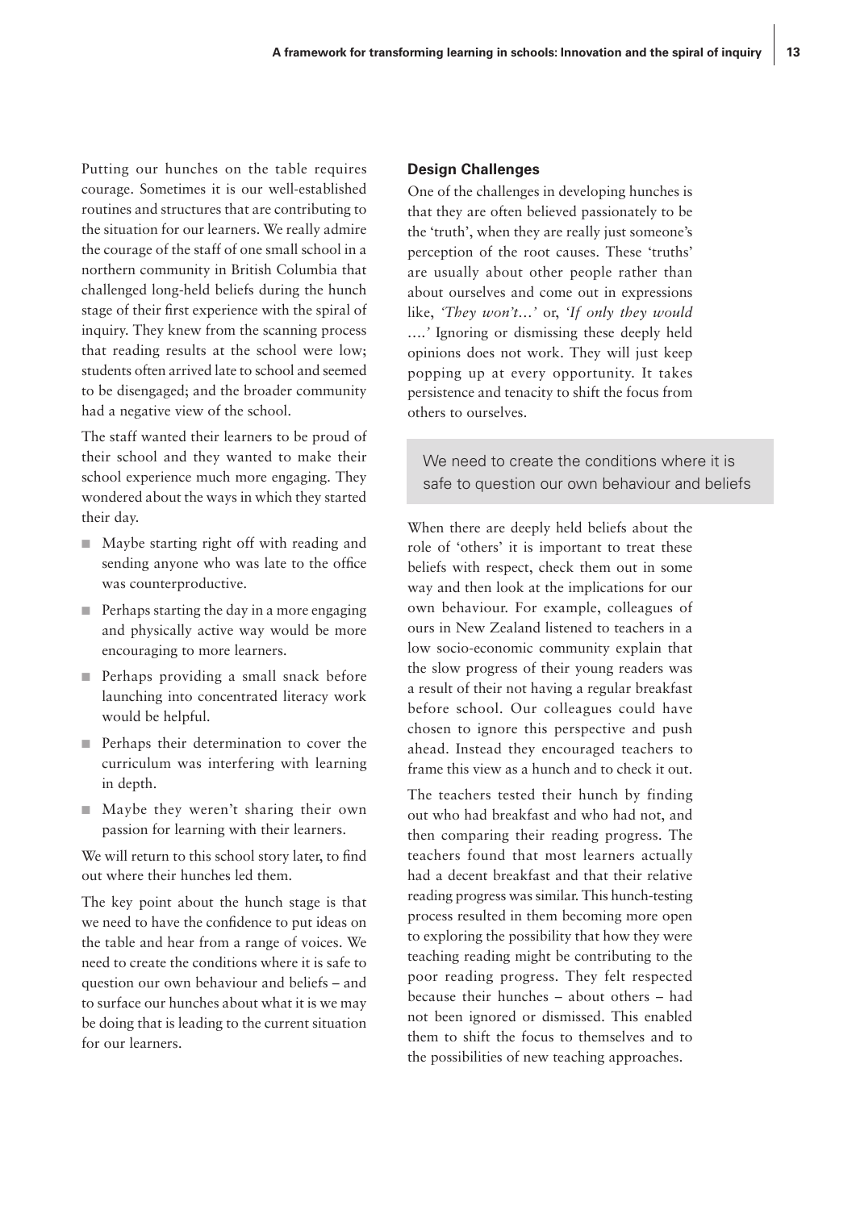Putting our hunches on the table requires courage. Sometimes it is our well-established routines and structures that are contributing to the situation for our learners. We really admire the courage of the staff of one small school in a northern community in British Columbia that challenged long-held beliefs during the hunch stage of their first experience with the spiral of inquiry. They knew from the scanning process that reading results at the school were low; students often arrived late to school and seemed to be disengaged; and the broader community had a negative view of the school.

The staff wanted their learners to be proud of their school and they wanted to make their school experience much more engaging. They wondered about the ways in which they started their day.

- Maybe starting right off with reading and sending anyone who was late to the office was counterproductive.
- Perhaps starting the day in a more engaging and physically active way would be more encouraging to more learners.
- Perhaps providing a small snack before launching into concentrated literacy work would be helpful.
- Perhaps their determination to cover the curriculum was interfering with learning in depth.
- Maybe they weren't sharing their own passion for learning with their learners.

We will return to this school story later, to find out where their hunches led them.

The key point about the hunch stage is that we need to have the confidence to put ideas on the table and hear from a range of voices. We need to create the conditions where it is safe to question our own behaviour and beliefs – and to surface our hunches about what it is we may be doing that is leading to the current situation for our learners.

**Design Challenges**

One of the challenges in developing hunches is that they are often believed passionately to be the 'truth', when they are really just someone's perception of the root causes. These 'truths' are usually about other people rather than about ourselves and come out in expressions like, *'They won't…'* or, *'If only they would ….'* Ignoring or dismissing these deeply held opinions does not work. They will just keep popping up at every opportunity. It takes persistence and tenacity to shift the focus from others to ourselves.

> We need to create the conditions where it is safe to question our own behaviour and beliefs

When there are deeply held beliefs about the role of 'others' it is important to treat these beliefs with respect, check them out in some way and then look at the implications for our own behaviour. For example, colleagues of ours in New Zealand listened to teachers in a low socio-economic community explain that the slow progress of their young readers was a result of their not having a regular breakfast before school. Our colleagues could have chosen to ignore this perspective and push ahead. Instead they encouraged teachers to frame this view as a hunch and to check it out.

The teachers tested their hunch by finding out who had breakfast and who had not, and then comparing their reading progress. The teachers found that most learners actually had a decent breakfast and that their relative reading progress was similar. This hunch-testing process resulted in them becoming more open to exploring the possibility that how they were teaching reading might be contributing to the poor reading progress. They felt respected because their hunches – about others – had not been ignored or dismissed. This enabled them to shift the focus to themselves and to the possibilities of new teaching approaches.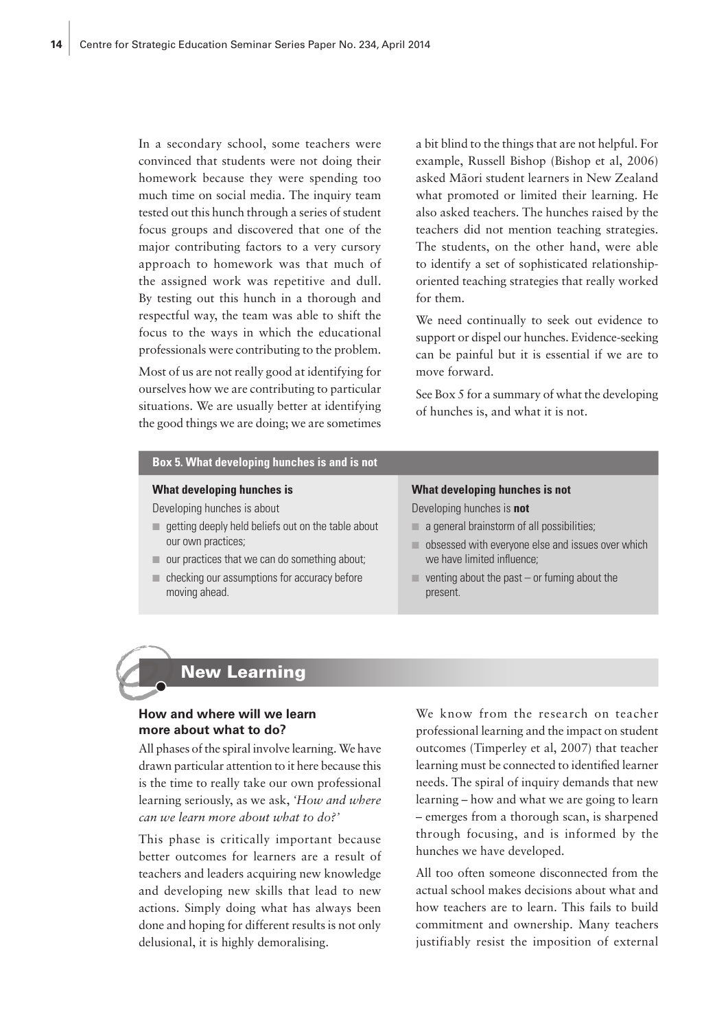In a secondary school, some teachers were convinced that students were not doing their homework because they were spending too much time on social media. The inquiry team tested out this hunch through a series of student focus groups and discovered that one of the major contributing factors to a very cursory approach to homework was that much of the assigned work was repetitive and dull. By testing out this hunch in a thorough and respectful way, the team was able to shift the focus to the ways in which the educational professionals were contributing to the problem.

Most of us are not really good at identifying for ourselves how we are contributing to particular situations. We are usually better at identifying the good things we are doing; we are sometimes a bit blind to the things that are not helpful. For example, Russell Bishop (Bishop et al, 2006) asked Māori student learners in New Zealand what promoted or limited their learning. He also asked teachers. The hunches raised by the teachers did not mention teaching strategies. The students, on the other hand, were able to identify a set of sophisticated relationship-oriented teaching strategies that really worked for them.

We need continually to seek out evidence to support or dispel our hunches. Evidence-seeking can be painful but it is essential if we are to move forward.

See Box 5 for a summary of what the developing of hunches is, and what it is not.

**Box 5. What developing hunches is and is not**

| What developing hunches is | What developing hunches is not |
|---|---|
| Developing hunches is about | Developing hunches is **not** |
| ■ getting deeply held beliefs out on the table about our own practices; | ■ a general brainstorm of all possibilities; |
| ■ our practices that we can do something about; | ■ obsessed with everyone else and issues over which we have limited influence; |
| ■ checking our assumptions for accuracy before moving ahead. | ■ venting about the past – or fuming about the present. |

## New Learning

### How and where will we learn more about what to do?

All phases of the spiral involve learning. We have drawn particular attention to it here because this is the time to really take our own professional learning seriously, as we ask, *'How and where can we learn more about what to do?'*

This phase is critically important because better outcomes for learners are a result of teachers and leaders acquiring new knowledge and developing new skills that lead to new actions. Simply doing what has always been done and hoping for different results is not only delusional, it is highly demoralising.

We know from the research on teacher professional learning and the impact on student outcomes (Timperley et al, 2007) that teacher learning must be connected to identified learner needs. The spiral of inquiry demands that new learning – how and what we are going to learn – emerges from a thorough scan, is sharpened through focusing, and is informed by the hunches we have developed.

All too often someone disconnected from the actual school makes decisions about what and how teachers are to learn. This fails to build commitment and ownership. Many teachers justifiably resist the imposition of external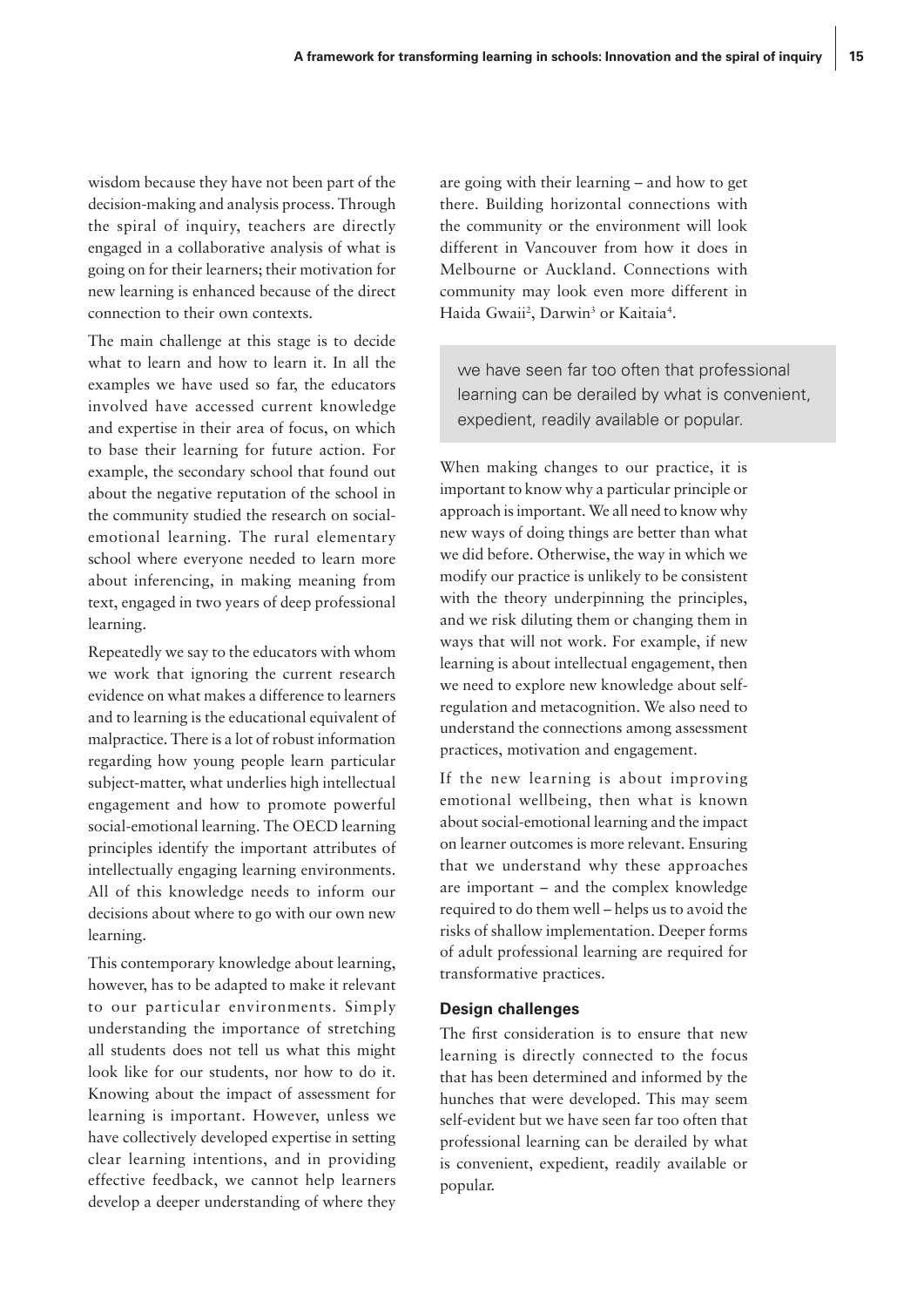wisdom because they have not been part of the decision-making and analysis process. Through the spiral of inquiry, teachers are directly engaged in a collaborative analysis of what is going on for their learners; their motivation for new learning is enhanced because of the direct connection to their own contexts.

The main challenge at this stage is to decide what to learn and how to learn it. In all the examples we have used so far, the educators involved have accessed current knowledge and expertise in their area of focus, on which to base their learning for future action. For example, the secondary school that found out about the negative reputation of the school in the community studied the research on social-emotional learning. The rural elementary school where everyone needed to learn more about inferencing, in making meaning from text, engaged in two years of deep professional learning.

Repeatedly we say to the educators with whom we work that ignoring the current research evidence on what makes a difference to learners and to learning is the educational equivalent of malpractice. There is a lot of robust information regarding how young people learn particular subject-matter, what underlies high intellectual engagement and how to promote powerful social-emotional learning. The OECD learning principles identify the important attributes of intellectually engaging learning environments. All of this knowledge needs to inform our decisions about where to go with our own new learning.

This contemporary knowledge about learning, however, has to be adapted to make it relevant to our particular environments. Simply understanding the importance of stretching all students does not tell us what this might look like for our students, nor how to do it. Knowing about the impact of assessment for learning is important. However, unless we have collectively developed expertise in setting clear learning intentions, and in providing effective feedback, we cannot help learners develop a deeper understanding of where they are going with their learning – and how to get there. Building horizontal connections with the community or the environment will look different in Vancouver from how it does in Melbourne or Auckland. Connections with community may look even more different in Haida Gwaii[2], Darwin[3] or Kaitaia[4].

> we have seen far too often that professional learning can be derailed by what is convenient, expedient, readily available or popular.

When making changes to our practice, it is important to know why a particular principle or approach is important. We all need to know why new ways of doing things are better than what we did before. Otherwise, the way in which we modify our practice is unlikely to be consistent with the theory underpinning the principles, and we risk diluting them or changing them in ways that will not work. For example, if new learning is about intellectual engagement, then we need to explore new knowledge about self-regulation and metacognition. We also need to understand the connections among assessment practices, motivation and engagement.

If the new learning is about improving emotional wellbeing, then what is known about social-emotional learning and the impact on learner outcomes is more relevant. Ensuring that we understand why these approaches are important – and the complex knowledge required to do them well – helps us to avoid the risks of shallow implementation. Deeper forms of adult professional learning are required for transformative practices.

### Design challenges

The first consideration is to ensure that new learning is directly connected to the focus that has been determined and informed by the hunches that were developed. This may seem self-evident but we have seen far too often that professional learning can be derailed by what is convenient, expedient, readily available or popular.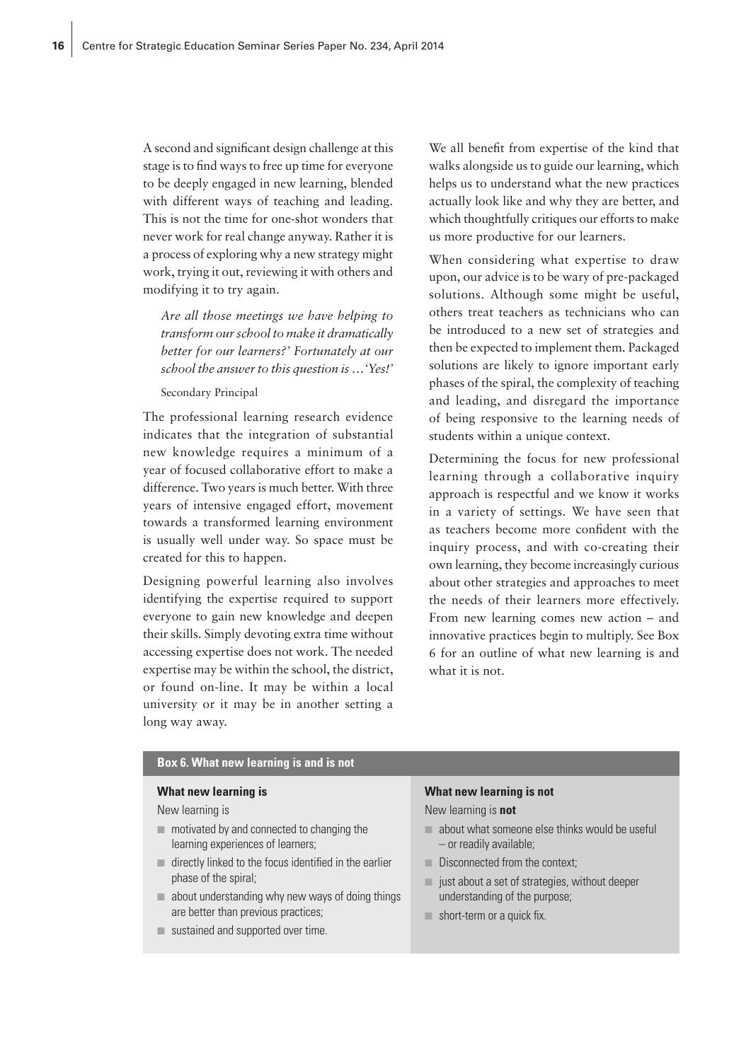A second and significant design challenge at this stage is to find ways to free up time for everyone to be deeply engaged in new learning, blended with different ways of teaching and leading. This is not the time for one-shot wonders that never work for real change anyway. Rather it is a process of exploring why a new strategy might work, trying it out, reviewing it with others and modifying it to try again.

> *Are all those meetings we have helping to transform our school to make it dramatically better for our learners?' Fortunately at our school the answer to this question is …'Yes!'*
>
> Secondary Principal

The professional learning research evidence indicates that the integration of substantial new knowledge requires a minimum of a year of focused collaborative effort to make a difference. Two years is much better. With three years of intensive engaged effort, movement towards a transformed learning environment is usually well under way. So space must be created for this to happen.

Designing powerful learning also involves identifying the expertise required to support everyone to gain new knowledge and deepen their skills. Simply devoting extra time without accessing expertise does not work. The needed expertise may be within the school, the district, or found on-line. It may be within a local university or it may be in another setting a long way away.

We all benefit from expertise of the kind that walks alongside us to guide our learning, which helps us to understand what the new practices actually look like and why they are better, and which thoughtfully critiques our efforts to make us more productive for our learners.

When considering what expertise to draw upon, our advice is to be wary of pre-packaged solutions. Although some might be useful, others treat teachers as technicians who can be introduced to a new set of strategies and then be expected to implement them. Packaged solutions are likely to ignore important early phases of the spiral, the complexity of teaching and leading, and disregard the importance of being responsive to the learning needs of students within a unique context.

Determining the focus for new professional learning through a collaborative inquiry approach is respectful and we know it works in a variety of settings. We have seen that as teachers become more confident with the inquiry process, and with co-creating their own learning, they become increasingly curious about other strategies and approaches to meet the needs of their learners more effectively. From new learning comes new action – and innovative practices begin to multiply. See Box 6 for an outline of what new learning is and what it is not.

**Box 6. What new learning is and is not**

**What new learning is**

New learning is

- motivated by and connected to changing the learning experiences of learners;
- directly linked to the focus identified in the earlier phase of the spiral;
- about understanding why new ways of doing things are better than previous practices;
- sustained and supported over time.

**What new learning is not**

New learning is **not**

- about what someone else thinks would be useful – or readily available;
- Disconnected from the context;
- just about a set of strategies, without deeper understanding of the purpose;
- short-term or a quick fix.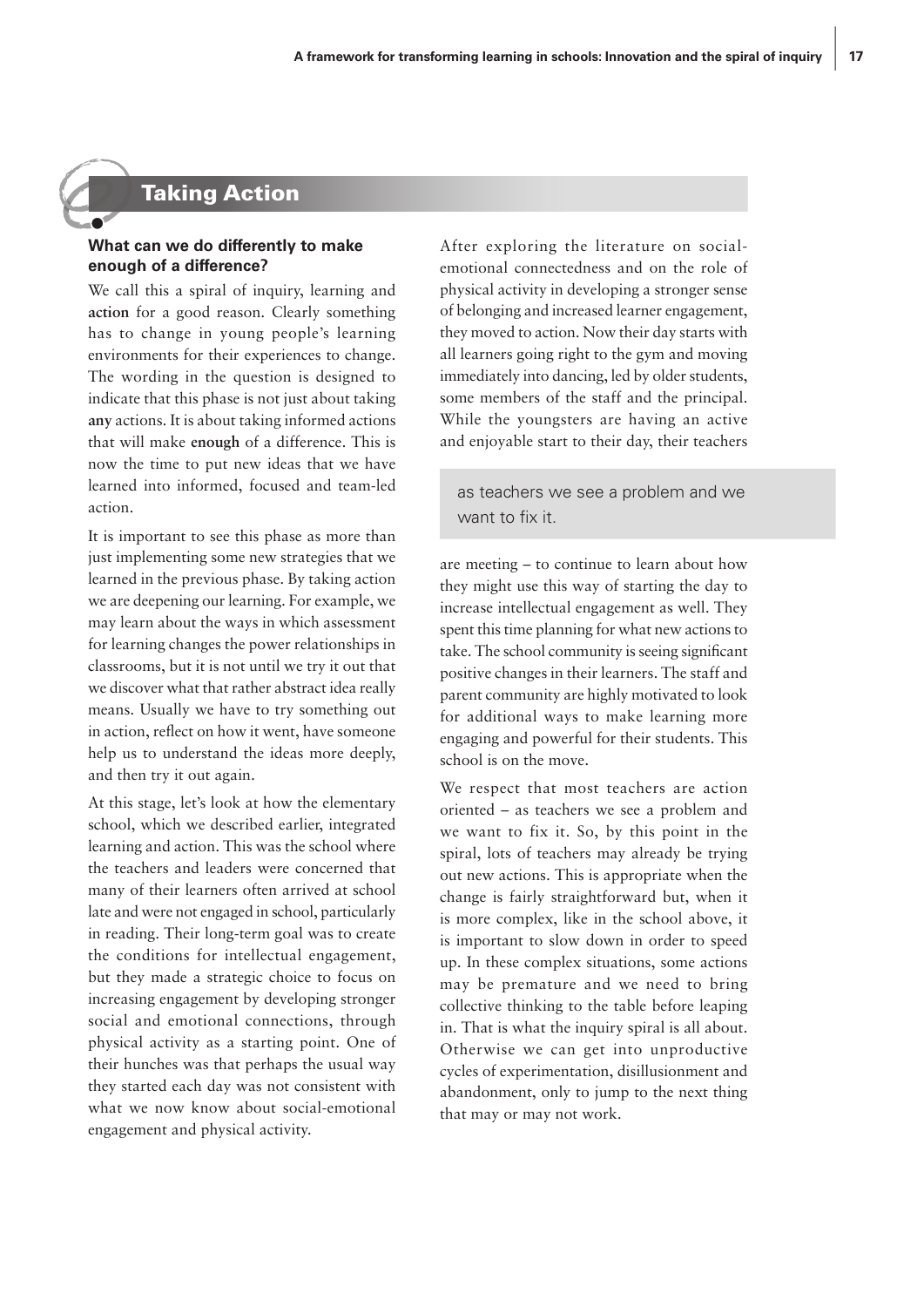## Taking Action

### What can we do differently to make enough of a difference?

We call this a spiral of inquiry, learning and **action** for a good reason. Clearly something has to change in young people's learning environments for their experiences to change. The wording in the question is designed to indicate that this phase is not just about taking **any** actions. It is about taking informed actions that will make **enough** of a difference. This is now the time to put new ideas that we have learned into informed, focused and team-led action.

It is important to see this phase as more than just implementing some new strategies that we learned in the previous phase. By taking action we are deepening our learning. For example, we may learn about the ways in which assessment for learning changes the power relationships in classrooms, but it is not until we try it out that we discover what that rather abstract idea really means. Usually we have to try something out in action, reflect on how it went, have someone help us to understand the ideas more deeply, and then try it out again.

At this stage, let's look at how the elementary school, which we described earlier, integrated learning and action. This was the school where the teachers and leaders were concerned that many of their learners often arrived at school late and were not engaged in school, particularly in reading. Their long-term goal was to create the conditions for intellectual engagement, but they made a strategic choice to focus on increasing engagement by developing stronger social and emotional connections, through physical activity as a starting point. One of their hunches was that perhaps the usual way they started each day was not consistent with what we now know about social-emotional engagement and physical activity.

After exploring the literature on social-emotional connectedness and on the role of physical activity in developing a stronger sense of belonging and increased learner engagement, they moved to action. Now their day starts with all learners going right to the gym and moving immediately into dancing, led by older students, some members of the staff and the principal. While the youngsters are having an active and enjoyable start to their day, their teachers are meeting – to continue to learn about how they might use this way of starting the day to increase intellectual engagement as well. They spent this time planning for what new actions to take. The school community is seeing significant positive changes in their learners. The staff and parent community are highly motivated to look for additional ways to make learning more engaging and powerful for their students. This school is on the move.

> as teachers we see a problem and we want to fix it.

We respect that most teachers are action oriented – as teachers we see a problem and we want to fix it. So, by this point in the spiral, lots of teachers may already be trying out new actions. This is appropriate when the change is fairly straightforward but, when it is more complex, like in the school above, it is important to slow down in order to speed up. In these complex situations, some actions may be premature and we need to bring collective thinking to the table before leaping in. That is what the inquiry spiral is all about. Otherwise we can get into unproductive cycles of experimentation, disillusionment and abandonment, only to jump to the next thing that may or may not work.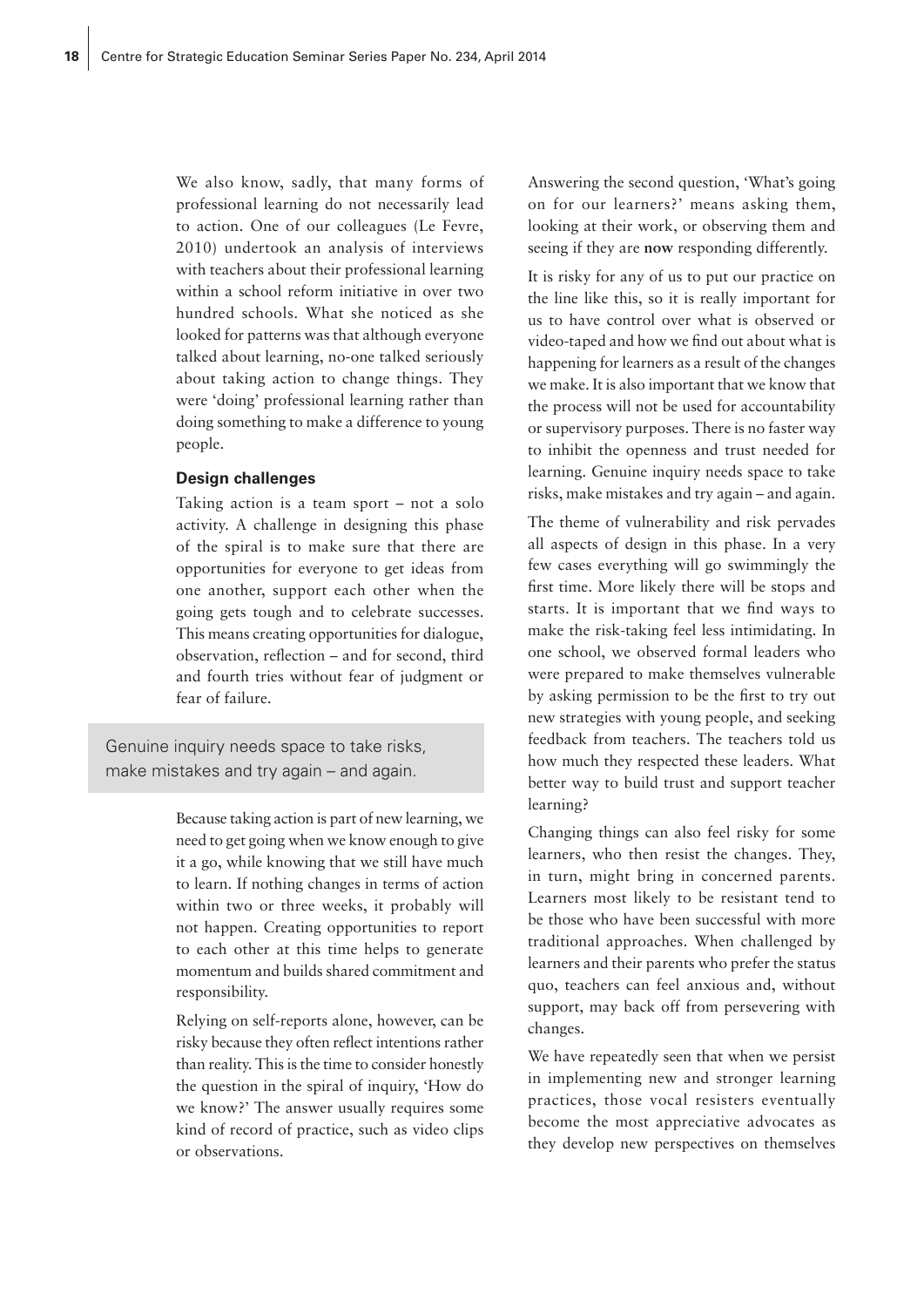We also know, sadly, that many forms of professional learning do not necessarily lead to action. One of our colleagues (Le Fevre, 2010) undertook an analysis of interviews with teachers about their professional learning within a school reform initiative in over two hundred schools. What she noticed as she looked for patterns was that although everyone talked about learning, no-one talked seriously about taking action to change things. They were 'doing' professional learning rather than doing something to make a difference to young people.

### Design challenges

Taking action is a team sport – not a solo activity. A challenge in designing this phase of the spiral is to make sure that there are opportunities for everyone to get ideas from one another, support each other when the going gets tough and to celebrate successes. This means creating opportunities for dialogue, observation, reflection – and for second, third and fourth tries without fear of judgment or fear of failure.

> Genuine inquiry needs space to take risks, make mistakes and try again – and again.

Because taking action is part of new learning, we need to get going when we know enough to give it a go, while knowing that we still have much to learn. If nothing changes in terms of action within two or three weeks, it probably will not happen. Creating opportunities to report to each other at this time helps to generate momentum and builds shared commitment and responsibility.

Relying on self-reports alone, however, can be risky because they often reflect intentions rather than reality. This is the time to consider honestly the question in the spiral of inquiry, 'How do we know?' The answer usually requires some kind of record of practice, such as video clips or observations.

Answering the second question, 'What's going on for our learners?' means asking them, looking at their work, or observing them and seeing if they are **now** responding differently.

It is risky for any of us to put our practice on the line like this, so it is really important for us to have control over what is observed or video-taped and how we find out about what is happening for learners as a result of the changes we make. It is also important that we know that the process will not be used for accountability or supervisory purposes. There is no faster way to inhibit the openness and trust needed for learning. Genuine inquiry needs space to take risks, make mistakes and try again – and again.

The theme of vulnerability and risk pervades all aspects of design in this phase. In a very few cases everything will go swimmingly the first time. More likely there will be stops and starts. It is important that we find ways to make the risk-taking feel less intimidating. In one school, we observed formal leaders who were prepared to make themselves vulnerable by asking permission to be the first to try out new strategies with young people, and seeking feedback from teachers. The teachers told us how much they respected these leaders. What better way to build trust and support teacher learning?

Changing things can also feel risky for some learners, who then resist the changes. They, in turn, might bring in concerned parents. Learners most likely to be resistant tend to be those who have been successful with more traditional approaches. When challenged by learners and their parents who prefer the status quo, teachers can feel anxious and, without support, may back off from persevering with changes.

We have repeatedly seen that when we persist in implementing new and stronger learning practices, those vocal resisters eventually become the most appreciative advocates as they develop new perspectives on themselves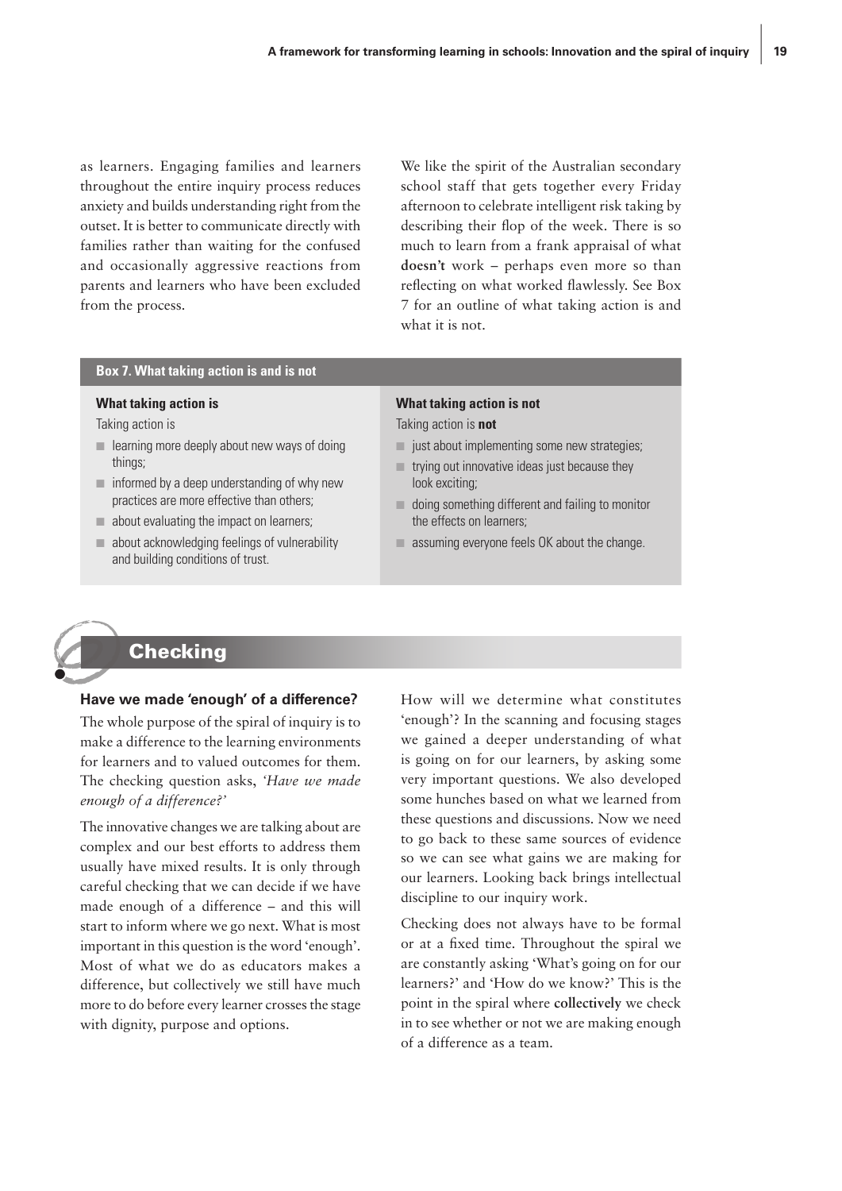as learners. Engaging families and learners throughout the entire inquiry process reduces anxiety and builds understanding right from the outset. It is better to communicate directly with families rather than waiting for the confused and occasionally aggressive reactions from parents and learners who have been excluded from the process.

We like the spirit of the Australian secondary school staff that gets together every Friday afternoon to celebrate intelligent risk taking by describing their flop of the week. There is so much to learn from a frank appraisal of what **doesn't** work – perhaps even more so than reflecting on what worked flawlessly. See Box 7 for an outline of what taking action is and what it is not.

**Box 7. What taking action is and is not**

**What taking action is**

Taking action is

- learning more deeply about new ways of doing things;
- informed by a deep understanding of why new practices are more effective than others;
- about evaluating the impact on learners;
- about acknowledging feelings of vulnerability and building conditions of trust.

**What taking action is not**

Taking action is **not**

- just about implementing some new strategies;
- trying out innovative ideas just because they look exciting;
- doing something different and failing to monitor the effects on learners;
- assuming everyone feels OK about the change.

## Checking

### Have we made 'enough' of a difference?

The whole purpose of the spiral of inquiry is to make a difference to the learning environments for learners and to valued outcomes for them. The checking question asks, *'Have we made enough of a difference?'*

The innovative changes we are talking about are complex and our best efforts to address them usually have mixed results. It is only through careful checking that we can decide if we have made enough of a difference – and this will start to inform where we go next. What is most important in this question is the word 'enough'. Most of what we do as educators makes a difference, but collectively we still have much more to do before every learner crosses the stage with dignity, purpose and options.

How will we determine what constitutes 'enough'? In the scanning and focusing stages we gained a deeper understanding of what is going on for our learners, by asking some very important questions. We also developed some hunches based on what we learned from these questions and discussions. Now we need to go back to these same sources of evidence so we can see what gains we are making for our learners. Looking back brings intellectual discipline to our inquiry work.

Checking does not always have to be formal or at a fixed time. Throughout the spiral we are constantly asking 'What's going on for our learners?' and 'How do we know?' This is the point in the spiral where **collectively** we check in to see whether or not we are making enough of a difference as a team.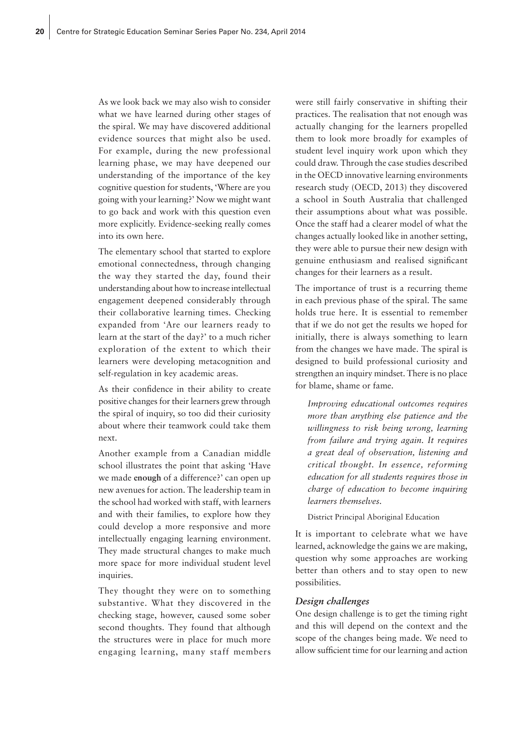As we look back we may also wish to consider what we have learned during other stages of the spiral. We may have discovered additional evidence sources that might also be used. For example, during the new professional learning phase, we may have deepened our understanding of the importance of the key cognitive question for students, 'Where are you going with your learning?' Now we might want to go back and work with this question even more explicitly. Evidence-seeking really comes into its own here.

The elementary school that started to explore emotional connectedness, through changing the way they started the day, found their understanding about how to increase intellectual engagement deepened considerably through their collaborative learning times. Checking expanded from 'Are our learners ready to learn at the start of the day?' to a much richer exploration of the extent to which their learners were developing metacognition and self-regulation in key academic areas.

As their confidence in their ability to create positive changes for their learners grew through the spiral of inquiry, so too did their curiosity about where their teamwork could take them next.

Another example from a Canadian middle school illustrates the point that asking 'Have we made **enough** of a difference?' can open up new avenues for action. The leadership team in the school had worked with staff, with learners and with their families, to explore how they could develop a more responsive and more intellectually engaging learning environment. They made structural changes to make much more space for more individual student level inquiries.

They thought they were on to something substantive. What they discovered in the checking stage, however, caused some sober second thoughts. They found that although the structures were in place for much more engaging learning, many staff members were still fairly conservative in shifting their practices. The realisation that not enough was actually changing for the learners propelled them to look more broadly for examples of student level inquiry work upon which they could draw. Through the case studies described in the OECD innovative learning environments research study (OECD, 2013) they discovered a school in South Australia that challenged their assumptions about what was possible. Once the staff had a clearer model of what the changes actually looked like in another setting, they were able to pursue their new design with genuine enthusiasm and realised significant changes for their learners as a result.

The importance of trust is a recurring theme in each previous phase of the spiral. The same holds true here. It is essential to remember that if we do not get the results we hoped for initially, there is always something to learn from the changes we have made. The spiral is designed to build professional curiosity and strengthen an inquiry mindset. There is no place for blame, shame or fame.

> *Improving educational outcomes requires more than anything else patience and the willingness to risk being wrong, learning from failure and trying again. It requires a great deal of observation, listening and critical thought. In essence, reforming education for all students requires those in charge of education to become inquiring learners themselves.*
>
> District Principal Aboriginal Education

It is important to celebrate what we have learned, acknowledge the gains we are making, question why some approaches are working better than others and to stay open to new possibilities.

### *Design challenges*

One design challenge is to get the timing right and this will depend on the context and the scope of the changes being made. We need to allow sufficient time for our learning and action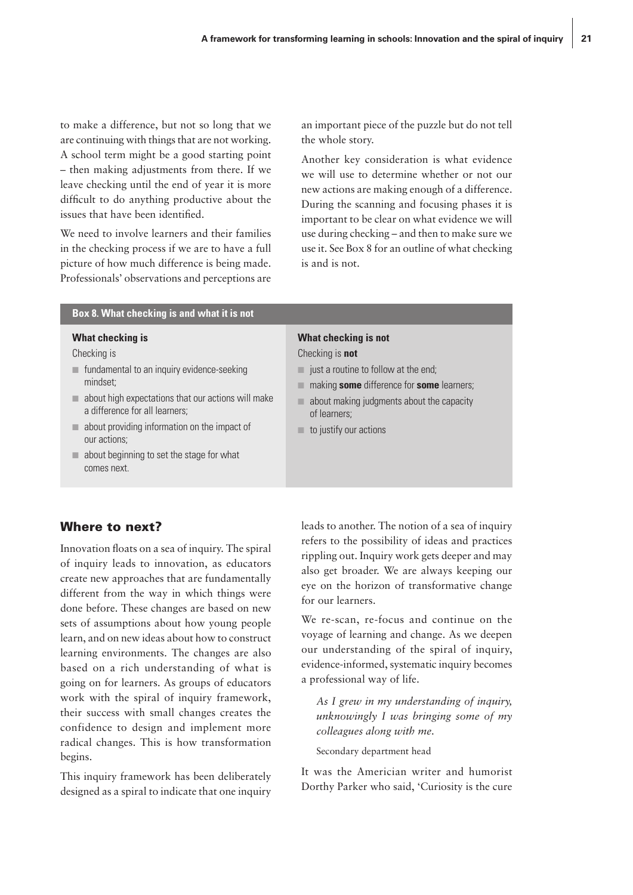to make a difference, but not so long that we are continuing with things that are not working. A school term might be a good starting point – then making adjustments from there. If we leave checking until the end of year it is more difficult to do anything productive about the issues that have been identified.

We need to involve learners and their families in the checking process if we are to have a full picture of how much difference is being made. Professionals' observations and perceptions are an important piece of the puzzle but do not tell the whole story.

Another key consideration is what evidence we will use to determine whether or not our new actions are making enough of a difference. During the scanning and focusing phases it is important to be clear on what evidence we will use during checking – and then to make sure we use it. See Box 8 for an outline of what checking is and is not.

**Box 8. What checking is and what it is not**

**What checking is**

Checking is

- fundamental to an inquiry evidence-seeking mindset;
- about high expectations that our actions will make a difference for all learners;
- about providing information on the impact of our actions;
- about beginning to set the stage for what comes next.

**What checking is not**

Checking is **not**

- just a routine to follow at the end;
- making **some** difference for **some** learners;
- about making judgments about the capacity of learners;
- to justify our actions

## Where to next?

Innovation floats on a sea of inquiry. The spiral of inquiry leads to innovation, as educators create new approaches that are fundamentally different from the way in which things were done before. These changes are based on new sets of assumptions about how young people learn, and on new ideas about how to construct learning environments. The changes are also based on a rich understanding of what is going on for learners. As groups of educators work with the spiral of inquiry framework, their success with small changes creates the confidence to design and implement more radical changes. This is how transformation begins.

This inquiry framework has been deliberately designed as a spiral to indicate that one inquiry leads to another. The notion of a sea of inquiry refers to the possibility of ideas and practices rippling out. Inquiry work gets deeper and may also get broader. We are always keeping our eye on the horizon of transformative change for our learners.

We re-scan, re-focus and continue on the voyage of learning and change. As we deepen our understanding of the spiral of inquiry, evidence-informed, systematic inquiry becomes a professional way of life.

> *As I grew in my understanding of inquiry, unknowingly I was bringing some of my colleagues along with me.*
>
> Secondary department head

It was the American writer and humorist Dorthy Parker who said, 'Curiosity is the cure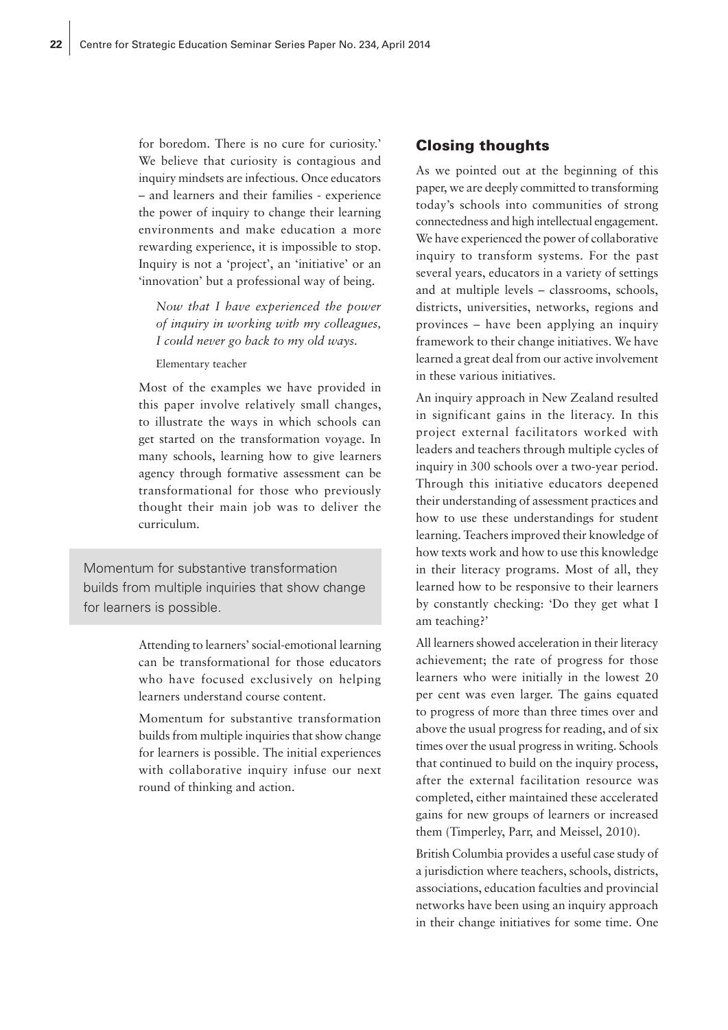for boredom. There is no cure for curiosity.' We believe that curiosity is contagious and inquiry mindsets are infectious. Once educators – and learners and their families - experience the power of inquiry to change their learning environments and make education a more rewarding experience, it is impossible to stop. Inquiry is not a 'project', an 'initiative' or an 'innovation' but a professional way of being.

> *Now that I have experienced the power of inquiry in working with my colleagues, I could never go back to my old ways.*
>
> Elementary teacher

Most of the examples we have provided in this paper involve relatively small changes, to illustrate the ways in which schools can get started on the transformation voyage. In many schools, learning how to give learners agency through formative assessment can be transformational for those who previously thought their main job was to deliver the curriculum.

> Momentum for substantive transformation builds from multiple inquiries that show change for learners is possible.

Attending to learners' social-emotional learning can be transformational for those educators who have focused exclusively on helping learners understand course content.

Momentum for substantive transformation builds from multiple inquiries that show change for learners is possible. The initial experiences with collaborative inquiry infuse our next round of thinking and action.

## Closing thoughts

As we pointed out at the beginning of this paper, we are deeply committed to transforming today's schools into communities of strong connectedness and high intellectual engagement. We have experienced the power of collaborative inquiry to transform systems. For the past several years, educators in a variety of settings and at multiple levels – classrooms, schools, districts, universities, networks, regions and provinces – have been applying an inquiry framework to their change initiatives. We have learned a great deal from our active involvement in these various initiatives.

An inquiry approach in New Zealand resulted in significant gains in the literacy. In this project external facilitators worked with leaders and teachers through multiple cycles of inquiry in 300 schools over a two-year period. Through this initiative educators deepened their understanding of assessment practices and how to use these understandings for student learning. Teachers improved their knowledge of how texts work and how to use this knowledge in their literacy programs. Most of all, they learned how to be responsive to their learners by constantly checking: 'Do they get what I am teaching?'

All learners showed acceleration in their literacy achievement; the rate of progress for those learners who were initially in the lowest 20 per cent was even larger. The gains equated to progress of more than three times over and above the usual progress for reading, and of six times over the usual progress in writing. Schools that continued to build on the inquiry process, after the external facilitation resource was completed, either maintained these accelerated gains for new groups of learners or increased them (Timperley, Parr, and Meissel, 2010).

British Columbia provides a useful case study of a jurisdiction where teachers, schools, districts, associations, education faculties and provincial networks have been using an inquiry approach in their change initiatives for some time. One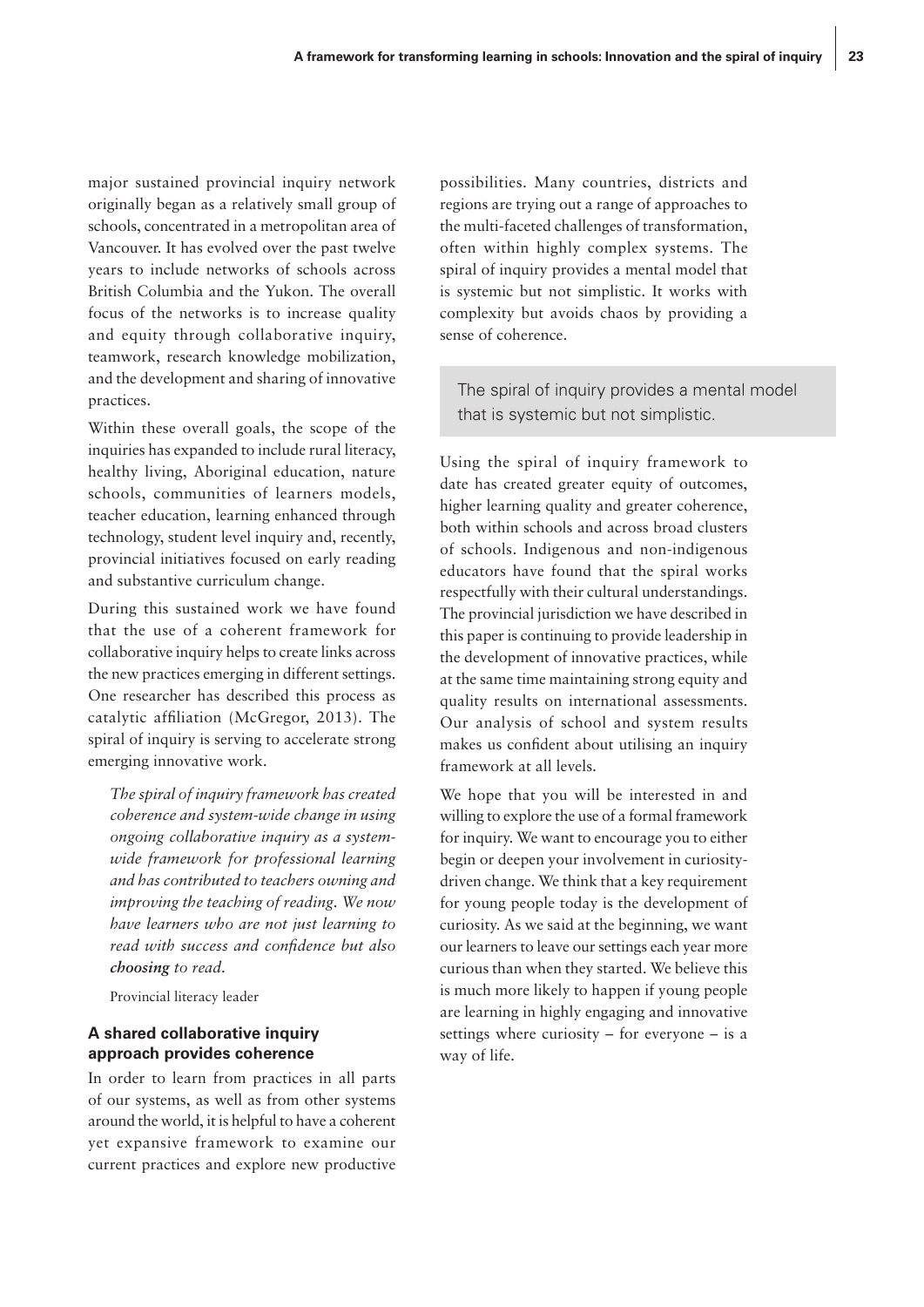major sustained provincial inquiry network originally began as a relatively small group of schools, concentrated in a metropolitan area of Vancouver. It has evolved over the past twelve years to include networks of schools across British Columbia and the Yukon. The overall focus of the networks is to increase quality and equity through collaborative inquiry, teamwork, research knowledge mobilization, and the development and sharing of innovative practices.

Within these overall goals, the scope of the inquiries has expanded to include rural literacy, healthy living, Aboriginal education, nature schools, communities of learners models, teacher education, learning enhanced through technology, student level inquiry and, recently, provincial initiatives focused on early reading and substantive curriculum change.

During this sustained work we have found that the use of a coherent framework for collaborative inquiry helps to create links across the new practices emerging in different settings. One researcher has described this process as catalytic affiliation (McGregor, 2013). The spiral of inquiry is serving to accelerate strong emerging innovative work.

> *The spiral of inquiry framework has created coherence and system-wide change in using ongoing collaborative inquiry as a system-wide framework for professional learning and has contributed to teachers owning and improving the teaching of reading. We now have learners who are not just learning to read with success and confidence but also **choosing** to read.*
>
> Provincial literacy leader

### A shared collaborative inquiry approach provides coherence

In order to learn from practices in all parts of our systems, as well as from other systems around the world, it is helpful to have a coherent yet expansive framework to examine our current practices and explore new productive possibilities. Many countries, districts and regions are trying out a range of approaches to the multi-faceted challenges of transformation, often within highly complex systems. The spiral of inquiry provides a mental model that is systemic but not simplistic. It works with complexity but avoids chaos by providing a sense of coherence.

> The spiral of inquiry provides a mental model that is systemic but not simplistic.

Using the spiral of inquiry framework to date has created greater equity of outcomes, higher learning quality and greater coherence, both within schools and across broad clusters of schools. Indigenous and non-indigenous educators have found that the spiral works respectfully with their cultural understandings. The provincial jurisdiction we have described in this paper is continuing to provide leadership in the development of innovative practices, while at the same time maintaining strong equity and quality results on international assessments. Our analysis of school and system results makes us confident about utilising an inquiry framework at all levels.

We hope that you will be interested in and willing to explore the use of a formal framework for inquiry. We want to encourage you to either begin or deepen your involvement in curiosity-driven change. We think that a key requirement for young people today is the development of curiosity. As we said at the beginning, we want our learners to leave our settings each year more curious than when they started. We believe this is much more likely to happen if young people are learning in highly engaging and innovative settings where curiosity – for everyone – is a way of life.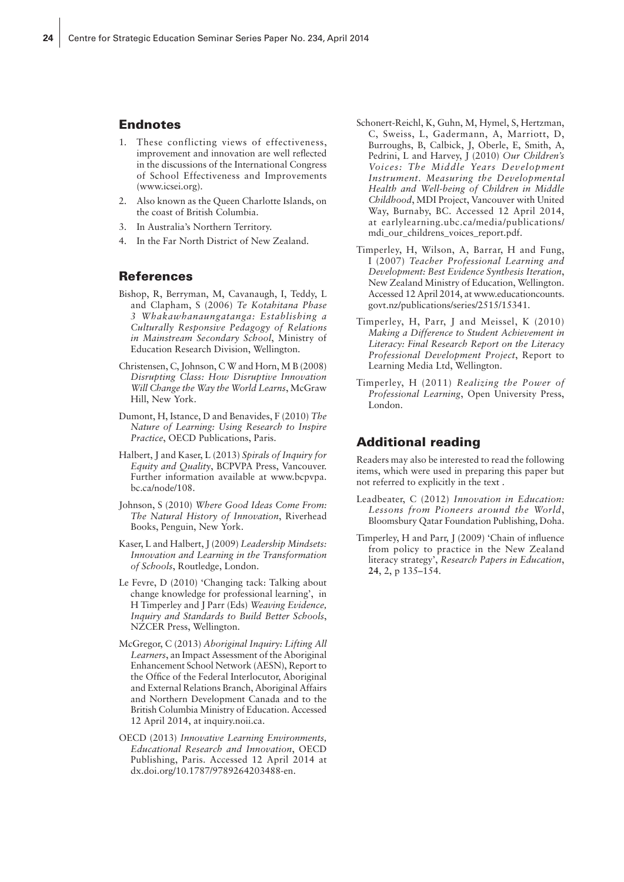## Endnotes

1. These conflicting views of effectiveness, improvement and innovation are well reflected in the discussions of the International Congress of School Effectiveness and Improvements (www.icsei.org).
2. Also known as the Queen Charlotte Islands, on the coast of British Columbia.
3. In Australia's Northern Territory.
4. In the Far North District of New Zealand.

## References

Bishop, R, Berryman, M, Cavanaugh, I, Teddy, L and Clapham, S (2006) *Te Kotahitana Phase 3 Whakawhanaungatanga: Establishing a Culturally Responsive Pedagogy of Relations in Mainstream Secondary School*, Ministry of Education Research Division, Wellington.

Christensen, C, Johnson, C W and Horn, M B (2008) *Disrupting Class: How Disruptive Innovation Will Change the Way the World Learns*, McGraw Hill, New York.

Dumont, H, Istance, D and Benavides, F (2010) *The Nature of Learning: Using Research to Inspire Practice*, OECD Publications, Paris.

Halbert, J and Kaser, L (2013) *Spirals of Inquiry for Equity and Quality*, BCPVPA Press, Vancouver. Further information available at www.bcpvpa.bc.ca/node/108.

Johnson, S (2010) *Where Good Ideas Come From: The Natural History of Innovation*, Riverhead Books, Penguin, New York.

Kaser, L and Halbert, J (2009) *Leadership Mindsets: Innovation and Learning in the Transformation of Schools*, Routledge, London.

Le Fevre, D (2010) 'Changing tack: Talking about change knowledge for professional learning', in H Timperley and J Parr (Eds) *Weaving Evidence, Inquiry and Standards to Build Better Schools*, NZCER Press, Wellington.

McGregor, C (2013) *Aboriginal Inquiry: Lifting All Learners*, an Impact Assessment of the Aboriginal Enhancement School Network (AESN), Report to the Office of the Federal Interlocutor, Aboriginal and External Relations Branch, Aboriginal Affairs and Northern Development Canada and to the British Columbia Ministry of Education. Accessed 12 April 2014, at inquiry.noii.ca.

OECD (2013) *Innovative Learning Environments, Educational Research and Innovation*, OECD Publishing, Paris. Accessed 12 April 2014 at dx.doi.org/10.1787/9789264203488-en.

Schonert-Reichl, K, Guhn, M, Hymel, S, Hertzman, C, Sweiss, L, Gadermann, A, Marriott, D, Burroughs, B, Calbick, J, Oberle, E, Smith, A, Pedrini, L and Harvey, J (2010) *Our Children's Voices: The Middle Years Development Instrument. Measuring the Developmental Health and Well-being of Children in Middle Childhood*, MDI Project, Vancouver with United Way, Burnaby, BC. Accessed 12 April 2014, at earlylearning.ubc.ca/media/publications/mdi_our_childrens_voices_report.pdf.

Timperley, H, Wilson, A, Barrar, H and Fung, I (2007) *Teacher Professional Learning and Development: Best Evidence Synthesis Iteration*, New Zealand Ministry of Education, Wellington. Accessed 12 April 2014, at www.educationcounts.govt.nz/publications/series/2515/15341.

Timperley, H, Parr, J and Meissel, K (2010) *Making a Difference to Student Achievement in Literacy: Final Research Report on the Literacy Professional Development Project*, Report to Learning Media Ltd, Wellington.

Timperley, H (2011) *Realizing the Power of Professional Learning*, Open University Press, London.

## Additional reading

Readers may also be interested to read the following items, which were used in preparing this paper but not referred to explicitly in the text .

Leadbeater, C (2012) *Innovation in Education: Lessons from Pioneers around the World*, Bloomsbury Qatar Foundation Publishing, Doha.

Timperley, H and Parr, J (2009) 'Chain of influence from policy to practice in the New Zealand literacy strategy', *Research Papers in Education*, **24**, 2, p 135–154.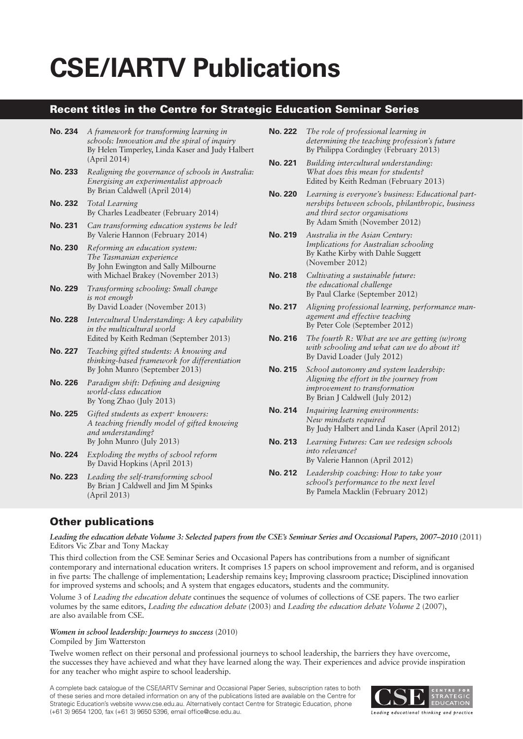# CSE/IARTV Publications

## Recent titles in the Centre for Strategic Education Seminar Series

**No. 234** *A framework for transforming learning in schools: Innovation and the spiral of inquiry*
By Helen Timperley, Linda Kaser and Judy Halbert (April 2014)

**No. 233** *Realigning the governance of schools in Australia: Energising an experimentalist approach*
By Brian Caldwell (April 2014)

**No. 232** *Total Learning*
By Charles Leadbeater (February 2014)

**No. 231** *Can transforming education systems be led?*
By Valerie Hannon (February 2014)

**No. 230** *Reforming an education system: The Tasmanian experience*
By John Ewington and Sally Milbourne with Michael Brakey (November 2013)

**No. 229** *Transforming schooling: Small change is not enough*
By David Loader (November 2013)

**No. 228** *Intercultural Understanding: A key capability in the multicultural world*
Edited by Keith Redman (September 2013)

**No. 227** *Teaching gifted students: A knowing and thinking-based framework for differentiation*
By John Munro (September 2013)

**No. 226** *Paradigm shift: Defining and designing world-class education*
By Yong Zhao (July 2013)

**No. 225** *Gifted students as expert+ knowers: A teaching friendly model of gifted knowing and understanding?*
By John Munro (July 2013)

**No. 224** *Exploding the myths of school reform*
By David Hopkins (April 2013)

**No. 223** *Leading the self-transforming school*
By Brian J Caldwell and Jim M Spinks (April 2013)

**No. 222** *The role of professional learning in determining the teaching profession's future*
By Philippa Cordingley (February 2013)

**No. 221** *Building intercultural understanding: What does this mean for students?*
Edited by Keith Redman (February 2013)

**No. 220** *Learning is everyone's business: Educational partnerships between schools, philanthropic, business and third sector organisations*
By Adam Smith (November 2012)

**No. 219** *Australia in the Asian Century: Implications for Australian schooling*
By Kathe Kirby with Dahle Suggett (November 2012)

**No. 218** *Cultivating a sustainable future: the educational challenge*
By Paul Clarke (September 2012)

**No. 217** *Aligning professional learning, performance management and effective teaching*
By Peter Cole (September 2012)

**No. 216** *The fourth R: What are we are getting (w)rong with schooling and what can we do about it?*
By David Loader (July 2012)

**No. 215** *School autonomy and system leadership: Aligning the effort in the journey from improvement to transformation*
By Brian J Caldwell (July 2012)

**No. 214** *Inquiring learning environments: New mindsets required*
By Judy Halbert and Linda Kaser (April 2012)

**No. 213** *Learning Futures: Can we redesign schools into relevance?*
By Valerie Hannon (April 2012)

**No. 212** *Leadership coaching: How to take your school's performance to the next level*
By Pamela Macklin (February 2012)

## Other publications

***Leading the education debate Volume 3: Selected papers from the CSE's Seminar Series and Occasional Papers, 2007–2010*** (2011)
Editors Vic Zbar and Tony Mackay

This third collection from the CSE Seminar Series and Occasional Papers has contributions from a number of significant contemporary and international education writers. It comprises 15 papers on school improvement and reform, and is organised in five parts: The challenge of implementation; Leadership remains key; Improving classroom practice; Disciplined innovation for improved systems and schools; and A system that engages educators, students and the community.

Volume 3 of *Leading the education debate* continues the sequence of volumes of collections of CSE papers. The two earlier volumes by the same editors, *Leading the education debate* (2003) and *Leading the education debate Volume 2* (2007), are also available from CSE.

***Women in school leadership: Journeys to success*** (2010)
Compiled by Jim Watterston

Twelve women reflect on their personal and professional journeys to school leadership, the barriers they have overcome, the successes they have achieved and what they have learned along the way. Their experiences and advice provide inspiration for any teacher who might aspire to school leadership.

A complete back catalogue of the CSE/IARTV Seminar and Occasional Paper Series, subscription rates to both of these series and more detailed information on any of the publications listed are available on the Centre for Strategic Education's website www.cse.edu.au. Alternatively contact Centre for Strategic Education, phone (+61 3) 9654 1200, fax (+61 3) 9650 5396, email office@cse.edu.au.

CSE CENTRE FOR STRATEGIC EDUCATION
*Leading educational thinking and practice*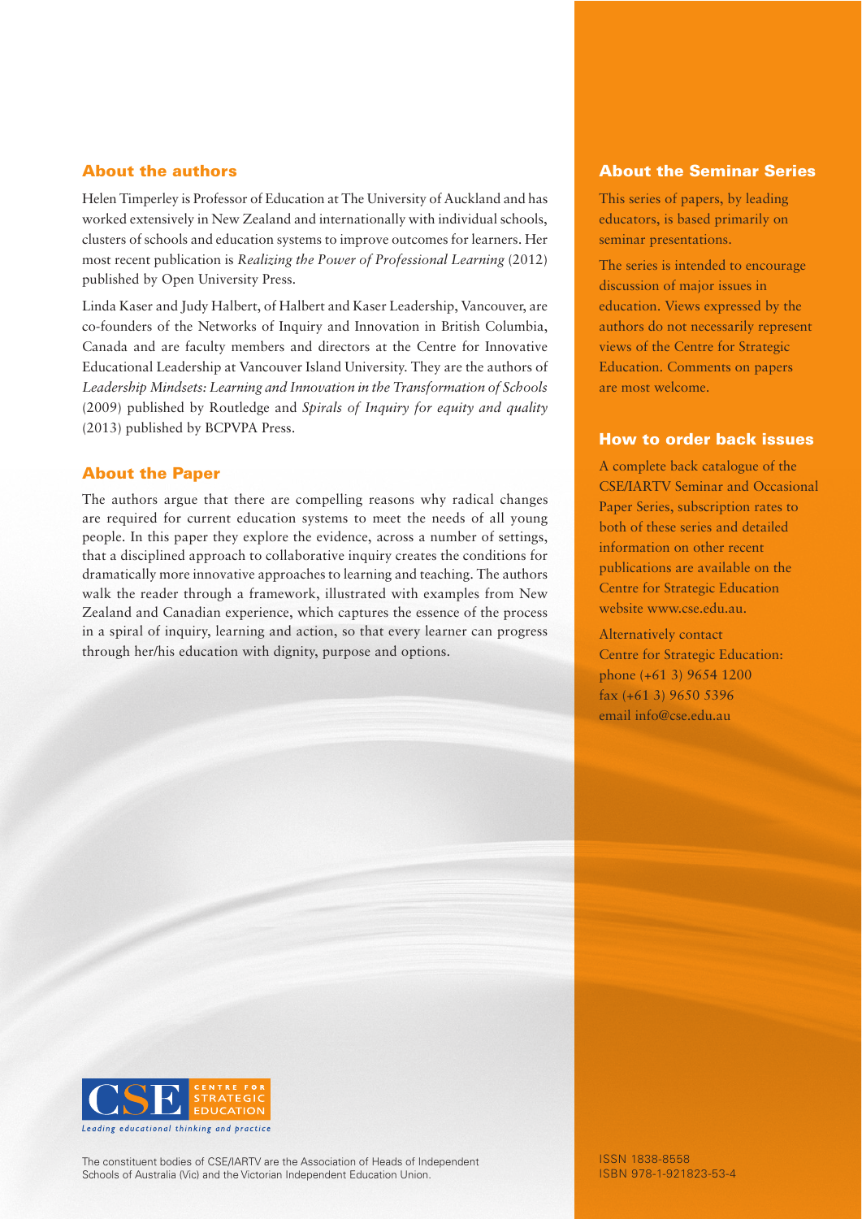## About the authors

Helen Timperley is Professor of Education at The University of Auckland and has worked extensively in New Zealand and internationally with individual schools, clusters of schools and education systems to improve outcomes for learners. Her most recent publication is *Realizing the Power of Professional Learning* (2012) published by Open University Press.

Linda Kaser and Judy Halbert, of Halbert and Kaser Leadership, Vancouver, are co-founders of the Networks of Inquiry and Innovation in British Columbia, Canada and are faculty members and directors at the Centre for Innovative Educational Leadership at Vancouver Island University. They are the authors of *Leadership Mindsets: Learning and Innovation in the Transformation of Schools* (2009) published by Routledge and *Spirals of Inquiry for equity and quality* (2013) published by BCPVPA Press.

## About the Paper

The authors argue that there are compelling reasons why radical changes are required for current education systems to meet the needs of all young people. In this paper they explore the evidence, across a number of settings, that a disciplined approach to collaborative inquiry creates the conditions for dramatically more innovative approaches to learning and teaching. The authors walk the reader through a framework, illustrated with examples from New Zealand and Canadian experience, which captures the essence of the process in a spiral of inquiry, learning and action, so that every learner can progress through her/his education with dignity, purpose and options.

## About the Seminar Series

This series of papers, by leading educators, is based primarily on seminar presentations.

The series is intended to encourage discussion of major issues in education. Views expressed by the authors do not necessarily represent views of the Centre for Strategic Education. Comments on papers are most welcome.

## How to order back issues

A complete back catalogue of the CSE/IARTV Seminar and Occasional Paper Series, subscription rates to both of these series and detailed information on other recent publications are available on the Centre for Strategic Education website www.cse.edu.au.

Alternatively contact
Centre for Strategic Education:
phone (+61 3) 9654 1200
fax (+61 3) 9650 5396
email info@cse.edu.au

CSE CENTRE FOR STRATEGIC EDUCATION
*Leading educational thinking and practice*

The constituent bodies of CSE/IARTV are the Association of Heads of Independent Schools of Australia (Vic) and the Victorian Independent Education Union.

ISSN 1838-8558
ISBN 978-1-921823-53-4